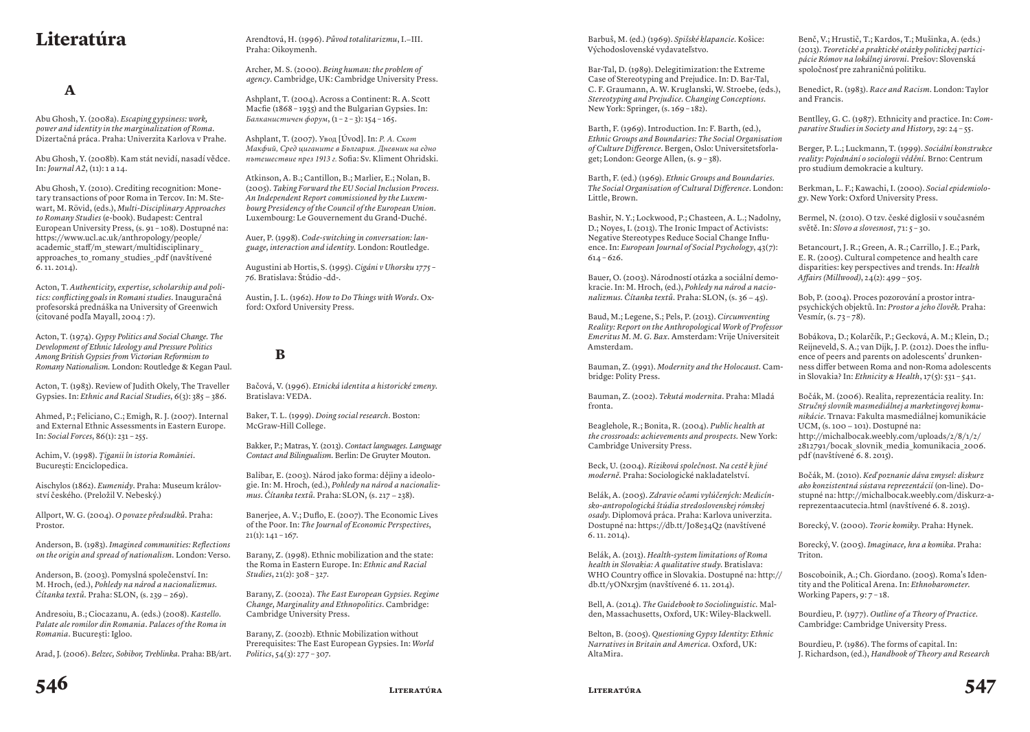# Literatúra

## A

Abu Ghosh, Y. (2008a). *Escaping gypsiness: work, power and identity in the marginalization of Roma*. Dizertačná práca. Praha: Univerzita Karlova v Prahe.

Abu Ghosh, Y. (2008b). Kam stát nevidí, nasadí vědce. In: *Journal A2*, (11): 1 a 14.

Abu Ghosh, Y. (2010). Crediting recognition: Monetary transactions of poor Roma in Tercov. In: M. Stewart, M. Rövid, (eds.), *Multi-Disciplinary Approaches to Romany Studies* (e-book). Budapest: Central European University Press, (s. 91 – 108). Dostupné na: https://www.ucl.ac.uk/anthropology/people/academic_staff/m_stewart/multidisciplinary_approaches_to_romany_studies_.pdf (navštívené 6. 11. 2014).

Acton, T. *Authenticity, expertise, scholarship and politics: conflicting goals in Romani studies*. Inauguračná profesorská prednáška na University of Greenwich (citované podľa Mayall, 2004 : 7).

Acton, T. (1974). *Gypsy Politics and Social Change. The Development of Ethnic Ideology and Pressure Politics Among British Gypsies from Victorian Reformism to Romany Nationalism.* London: Routledge & Kegan Paul.

Acton, T. (1983). Review of Judith Okely, The Traveller Gypsies. In: *Ethnic and Racial Studies*, 6(3): 385 – 386.

Ahmed, P.; Feliciano, C.; Emigh, R. J. (2007). Internal and External Ethnic Assessments in Eastern Europe. In: *Social Forces*, 86(1): 231 – 255.

Achim, V. (1998). *Ţiganii în istoria României*. Bucureşti: Enciclopedica.

Aischylos (1862). *Eumenidy*. Praha: Museum království českého. (Preložil V. Nebeský.)

Allport, W. G. (2004). *O povaze předsudků*. Praha: Prostor.

Anderson, B. (1983). *Imagined communities: Reflections on the origin and spread of nationalism.* London: Verso.

Anderson, B. (2003). Pomyslná společenství. In: M. Hroch, (ed.), *Pohledy na národ a nacionalizmus. Čítanka textů*. Praha: SLON, (s. 239 – 269).

Andresoiu, B.; Ciocazanu, A. (eds.) (2008). *Kastello. Palate ale romilor din Romania. Palaces of the Roma in Romania*. Bucureşti: Igloo.

Arad, J. (2006). *Belzec, Sobibor, Treblinka*. Praha: BB/art.

Arendtová, H. (1996). *Původ totalitarizmu*, I.–III. Praha: Oikoymenh.

Archer, M. S. (2000). *Being human: the problem of agency*. Cambridge, UK: Cambridge University Press.

Ashplant, T. (2004). Across a Continent: R. A. Scott Macfie (1868 – 1935) and the Bulgarian Gypsies. In: *Балканистичен форум*, (1 – 2 – 3): 154 – 165.

Ashplant, T. (2007). Увод [Úvod]. In: *Р. А. Скот Макфий, Сред циганите в България. Дневник на едно пътешествие през 1913 г.* Sofia: Sv. Kliment Ohridski.

Atkinson, A. B.; Cantillon, B.; Marlier, E.; Nolan, B. (2005). *Taking Forward the EU Social Inclusion Process. An Independent Report commissioned by the Luxembourg Presidency of the Council of the European Union*. Luxembourg: Le Gouvernement du Grand-Duché.

Auer, P. (1998). *Code-switching in conversation: language, interaction and identity.* London: Routledge.

Augustini ab Hortis, S. (1995). *Cigáni v Uhorsku 1775 – 76*. Bratislava: Štúdio -dd-.

Austin, J. L. (1962). *How to Do Things with Words*. Oxford: Oxford University Press.

## B

Bačová, V. (1996). *Etnická identita a historické zmeny.* Bratislava: VEDA.

Baker, T. L. (1999). *Doing social research*. Boston: McGraw-Hill College.

Bakker, P.; Matras, Y. (2013). *Contact languages. Language Contact and Bilingualism*. Berlin: De Gruyter Mouton.

Balibar, E. (2003). Národ jako forma: dějiny a ideologie. In: M. Hroch, (ed.), *Pohledy na národ a nacionalizmus. Čítanka textů*. Praha: SLON, (s. 217 – 238).

Banerjee, A. V.; Duflo, E. (2007). The Economic Lives of the Poor. In: *The Journal of Economic Perspectives*, 21(1): 141 – 167.

Barany, Z. (1998). Ethnic mobilization and the state: the Roma in Eastern Europe. In: *Ethnic and Racial Studies*, 21(2): 308 – 327.

Barany, Z. (2002a). *The East European Gypsies. Regime Change, Marginality and Ethnopolitics*. Cambridge: Cambridge University Press.

Barany, Z. (2002b). Ethnic Mobilization without Prerequisites: The East European Gypsies. In: *World Politics*, 54(3): 277 – 307.

Barbuš, M. (ed.) (1969). *Spišské klapancie*. Košice: Východoslovenské vydavateľstvo.

Bar-Tal, D. (1989). Delegitimization: the Extreme Case of Stereotyping and Prejudice. In: D. Bar-Tal, C. F. Graumann, A. W. Kruglanski, W. Stroebe, (eds.), *Stereotyping and Prejudice. Changing Conceptions*. New York: Springer, (s. 169 – 182).

Barth, F. (1969). Introduction. In: F. Barth, (ed.), *Ethnic Groups and Boundaries: The Social Organisation of Culture Difference*. Bergen, Oslo: Universitetsforlaget; London: George Allen, (s. 9 – 38).

Barth, F. (ed.) (1969). *Ethnic Groups and Boundaries. The Social Organisation of Cultural Difference*. London: Little, Brown.

Bashir, N. Y.; Lockwood, P.; Chasteen, A. L.; Nadolny, D.; Noyes, I. (2013). The Ironic Impact of Activists: Negative Stereotypes Reduce Social Change Influence. In: *European Journal of Social Psychology*, 43(7): 614 – 626.

Bauer, O. (2003). Národnostní otázka a sociální demokracie. In: M. Hroch, (ed.), *Pohledy na národ a nacionalizmus. Čítanka textů*. Praha: SLON, (s. 36 – 45).

Baud, M.; Legene, S.; Pels, P. (2013). *Circumventing Reality: Report on the Anthropological Work of Professor Emeritus M. M. G. Bax*. Amsterdam: Vrije Universiteit Amsterdam.

Bauman, Z. (1991). *Modernity and the Holocaust*. Cambridge: Polity Press.

Bauman, Z. (2002). *Tekutá modernita*. Praha: Mladá fronta.

Beaglehole, R.; Bonita, R. (2004). *Public health at the crossroads: achievements and prospects.* New York: Cambridge University Press.

Beck, U. (2004). *Riziková společnost. Na cestě k jiné moderně.* Praha: Sociologické nakladatelství.

Belák, A. (2005). *Zdravie očami vylúčených: Medicínsko-antropologická štúdia stredoslovenskej rómskej osady.* Diplomová práca. Praha: Karlova univerzita. Dostupné na: https://db.tt/J08e34Q2 (navštívené 6. 11. 2014).

Belák, A. (2013). *Health-system limitations of Roma health in Slovakia: A qualitative study*. Bratislava: WHO Country office in Slovakia. Dostupné na: http://db.tt/yONxr5jm (navštívené 6. 11. 2014).

Bell, A. (2014). *The Guidebook to Sociolinguistic*. Malden, Massachusetts, Oxford, UK: Wiley-Blackwell.

Belton, B. (2005). *Questioning Gypsy Identity: Ethnic Narratives in Britain and America*. Oxford, UK: AltaMira.

Benč, V.; Hrustič, T.; Kardos, T.; Mušinka, A. (eds.) (2013). *Teoretické a praktické otázky politickej participácie Rómov na lokálnej úrovni*. Prešov: Slovenská spoločnosť pre zahraničnú politiku.

Benedict, R. (1983). *Race and Racism*. London: Taylor and Francis.

Bentlley, G. C. (1987). Ethnicity and practice. In: *Comparative Studies in Society and History*, 29: 24 – 55.

Berger, P. L.; Luckmann, T. (1999). *Sociální konstrukce reality: Pojednání o sociologii vědění*. Brno: Centrum pro studium demokracie a kultury.

Berkman, L. F.; Kawachi, I. (2000). *Social epidemiology*. New York: Oxford University Press.

Bermel, N. (2010). O tzv. české diglosii v současném světě. In: *Slovo a slovesnost*, 71: 5 – 30.

Betancourt, J. R.; Green, A. R.; Carrillo, J. E.; Park, E. R. (2005). Cultural competence and health care disparities: key perspectives and trends. In: *Health Affairs (Millwood)*, 24(2): 499 – 505.

Bob, P. (2004). Proces pozorování a prostor intrapsychických objektů. In: *Prostor a jeho člověk.* Praha: Vesmír, (s. 73 – 78).

Bobáková, D.; Kolarčík, P.; Gecková, A. M.; Klein, D.; Reijneveld, S. A.; van Dijk, J. P. (2012). Does the influence of peers and parents on adolescents' drunkenness differ between Roma and non-Roma adolescents in Slovakia? In: *Ethnicity & Health*, 17(5): 531 – 541.

Bočák, M. (2006). Realita, reprezentácia reality. In: *Stručný slovník masmediálnej a marketingovej komunikácie*. Trnava: Fakulta masmediálnej komunikácie UCM, (s. 100 – 101). Dostupné na: http://michalbocak.weebly.com/uploads/2/8/1/2/2812791/bocak_slovnik_media_komunikacia_2006.pdf (navštívené 6. 8. 2015).

Bočák, M. (2010). *Keď poznanie dáva zmysel: diskurz ako konzistentná sústava reprezentácií* (on-line). Dostupné na: http://michalbocak.weebly.com/diskurz-a-reprezentaacutecia.html (navštívené 6. 8. 2015).

Borecký, V. (2000). *Teorie komiky*. Praha: Hynek.

Borecký, V. (2005). *Imaginace, hra a komika*. Praha: Triton.

Boscoboinik, A.; Ch. Giordano. (2005). Roma's Identity and the Political Arena. In: *Ethnobarometer*. Working Papers, 9: 7 – 18.

Bourdieu, P. (1977). *Outline of a Theory of Practice*. Cambridge: Cambridge University Press.

Bourdieu, P. (1986). The forms of capital. In: J. Richardson, (ed.), *Handbook of Theory and Research*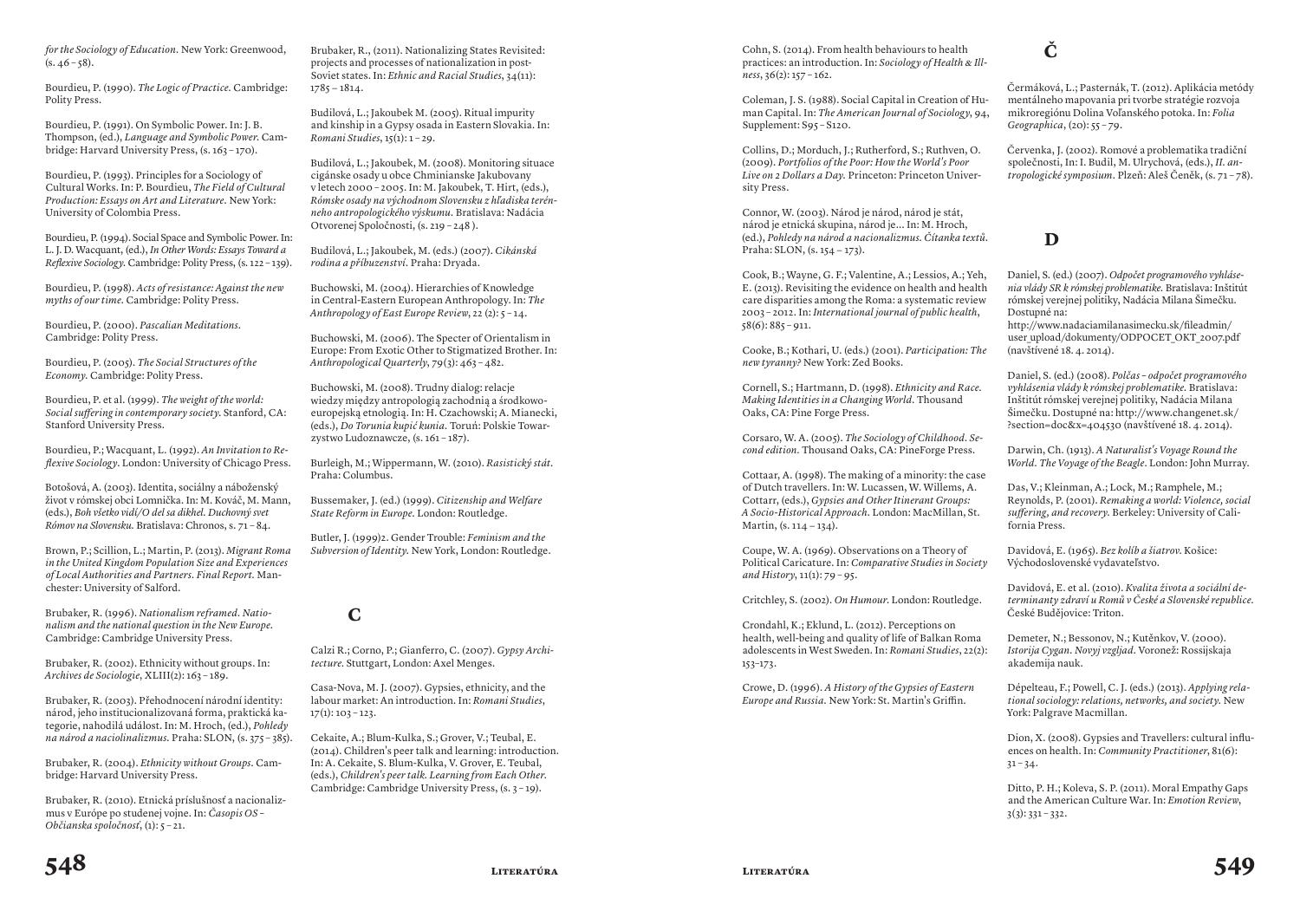*for the Sociology of Education*. New York: Greenwood, (s. 46 – 58).

Bourdieu, P. (1990). *The Logic of Practice*. Cambridge: Polity Press.

Bourdieu, P. (1991). On Symbolic Power. In: J. B. Thompson, (ed.), *Language and Symbolic Power*. Cambridge: Harvard University Press, (s. 163 – 170).

Bourdieu, P. (1993). Principles for a Sociology of Cultural Works. In: P. Bourdieu, *The Field of Cultural Production: Essays on Art and Literature*. New York: University of Colombia Press.

Bourdieu, P. (1994). Social Space and Symbolic Power. In: L. J. D. Wacquant, (ed.), *In Other Words: Essays Toward a Reflexive Sociology*. Cambridge: Polity Press, (s. 122 – 139).

Bourdieu, P. (1998). *Acts of resistance: Against the new myths of our time*. Cambridge: Polity Press.

Bourdieu, P. (2000). *Pascalian Meditations*. Cambridge: Polity Press.

Bourdieu, P. (2005). *The Social Structures of the Economy*. Cambridge: Polity Press.

Bourdieu, P. et al. (1999). *The weight of the world: Social suffering in contemporary society*. Stanford, CA: Stanford University Press.

Bourdieu, P.; Wacquant, L. (1992). *An Invitation to Reflexive Sociology*. London: University of Chicago Press.

Botošová, A. (2003). Identita, sociálny a náboženský život v rómskej obci Lomnička. In: M. Kováč, M. Mann, (eds.), *Boh všetko vidí/O del sa dikhel. Duchovný svet Rómov na Slovensku*. Bratislava: Chronos, s. 71 – 84.

Brown, P.; Scillion, L.; Martin, P. (2013). *Migrant Roma in the United Kingdom Population Size and Experiences of Local Authorities and Partners. Final Report*. Manchester: University of Salford.

Brubaker, R. (1996). *Nationalism reframed. Nationalism and the national question in the New Europe*. Cambridge: Cambridge University Press.

Brubaker, R. (2002). Ethnicity without groups. In: *Archives de Sociologie*, XLIII(2): 163 – 189.

Brubaker, R. (2003). Přehodnocení národní identity: národ, jeho institucionalizovaná forma, praktická kategorie, nahodilá událost. In: M. Hroch, (ed.), *Pohledy na národ a naciolinalizmus*. Praha: SLON, (s. 375 – 385).

Brubaker, R. (2004). *Ethnicity without Groups*. Cambridge: Harvard University Press.

Brubaker, R. (2010). Etnická príslušnosť a nacionalizmus v Európe po studenej vojne. In: *Časopis OS – Občianska spoločnosť*, (1): 5 – 21.

Brubaker, R., (2011). Nationalizing States Revisited: projects and processes of nationalization in post-Soviet states. In: *Ethnic and Racial Studies*, 34(11): 1785 – 1814.

Budilová, L.; Jakoubek M. (2005). Ritual impurity and kinship in a Gypsy osada in Eastern Slovakia. In: *Romani Studies*, 15(1): 1 – 29.

Budilová, L.; Jakoubek, M. (2008). Monitoring situace cigánske osady u obce Chminianske Jakubovany v letech 2000 – 2005. In: M. Jakoubek, T. Hirt, (eds.), *Rómske osady na východnom Slovensku z hľadiska terénneho antropologického výskumu*. Bratislava: Nadácia Otvorenej Spoločnosti, (s. 219 – 248 ).

Budilová, L.; Jakoubek, M. (eds.) (2007). *Cikánská rodina a příbuzenství*. Praha: Dryada.

Buchowski, M. (2004). Hierarchies of Knowledge in Central-Eastern European Anthropology. In: *The Anthropology of East Europe Review*, 22 (2): 5 – 14.

Buchowski, M. (2006). The Specter of Orientalism in Europe: From Exotic Other to Stigmatized Brother. In: *Anthropological Quarterly*, 79(3): 463 – 482.

Buchowski, M. (2008). Trudny dialog: relacje wiedzy między antropologią zachodnią a środkowoeuropejską etnologią. In: H. Czachowski; A. Mianecki, (eds.), *Do Torunia kupić kunia*. Toruń: Polskie Towarzystwo Ludoznawcze, (s. 161 – 187).

Burleigh, M.; Wippermann, W. (2010). *Rasistický stát*. Praha: Columbus.

Bussemaker, J. (ed.) (1999). *Citizenship and Welfare State Reform in Europe*. London: Routledge.

Butler, J. (1999)2. Gender Trouble: *Feminism and the Subversion of Identity*. New York, London: Routledge.

## C

Calzi R.; Corno, P.; Gianferro, C. (2007). *Gypsy Architecture*. Stuttgart, London: Axel Menges.

Casa-Nova, M. J. (2007). Gypsies, ethnicity, and the labour market: An introduction. In: *Romani Studies*, 17(1): 103 – 123.

Cekaite, A.; Blum-Kulka, S.; Grover, V.; Teubal, E. (2014). Children's peer talk and learning: introduction. In: A. Cekaite, S. Blum-Kulka, V. Grover, E. Teubal, (eds.), *Children's peer talk. Learning from Each Other*. Cambridge: Cambridge University Press, (s. 3 – 19).

Cohn, S. (2014). From health behaviours to health practices: an introduction. In: *Sociology of Health & Illness*, 36(2): 157 – 162.

Coleman, J. S. (1988). Social Capital in Creation of Human Capital. In: *The American Journal of Sociology*, 94, Supplement: S95 – S120.

Collins, D.; Morduch, J.; Rutherford, S.; Ruthven, O. (2009). *Portfolios of the Poor: How the World's Poor Live on 2 Dollars a Day*. Princeton: Princeton University Press.

Connor, W. (2003). Národ je národ, národ je stát, národ je etnická skupina, národ je... In: M. Hroch, (ed.), *Pohledy na národ a nacionalizmus. Čítanka textů*. Praha: SLON, (s. 154 – 173).

Cook, B.; Wayne, G. F.; Valentine, A.; Lessios, A.; Yeh, E. (2013). Revisiting the evidence on health and health care disparities among the Roma: a systematic review 2003 – 2012. In: *International journal of public health*, 58(6): 885 – 911.

Cooke, B.; Kothari, U. (eds.) (2001). *Participation: The new tyranny?* New York: Zed Books.

Cornell, S.; Hartmann, D. (1998). *Ethnicity and Race. Making Identities in a Changing World*. Thousand Oaks, CA: Pine Forge Press.

Corsaro, W. A. (2005). *The Sociology of Childhood. Second edition*. Thousand Oaks, CA: PineForge Press.

Cottaar, A. (1998). The making of a minority: the case of Dutch travellers. In: W. Lucassen, W. Willems, A. Cottarr, (eds.), *Gypsies and Other Itinerant Groups: A Socio-Historical Approach*. London: MacMillan, St. Martin, (s. 114 – 134).

Coupe, W. A. (1969). Observations on a Theory of Political Caricature. In: *Comparative Studies in Society and History*, 11(1): 79 – 95.

Critchley, S. (2002). *On Humour*. London: Routledge.

Crondahl, K.; Eklund, L. (2012). Perceptions on health, well-being and quality of life of Balkan Roma adolescents in West Sweden. In: *Romani Studies*, 22(2): 153–173.

Crowe, D. (1996). *A History of the Gypsies of Eastern Europe and Russia*. New York: St. Martin's Griffin.

## Č

Čermáková, L.; Pasternák, T. (2012). Aplikácia metódy mentálneho mapovania pri tvorbe stratégie rozvoja mikroregiónu Dolina Voľanského potoka. In: *Folia Geographica*, (20): 55 – 79.

Červenka, J. (2002). Romové a problematika tradiční společnosti, In: I. Budil, M. Ulrychová, (eds.), *II. antropologické symposium*. Plzeň: Aleš Čeněk, (s. 71 – 78).

## D

Daniel, S. (ed.) (2007). *Odpočet programového vyhlásenia vlády SR k rómskej problematike*. Bratislava: Inštitút rómskej verejnej politiky, Nadácia Milana Šimečku. Dostupné na:
http://www.nadaciamilanasimecku.sk/fileadmin/user_upload/dokumenty/ODPOCET_OKT_2007.pdf (navštívené 18. 4. 2014).

Daniel, S. (ed.) (2008). *Polčas – odpočet programového vyhlásenia vlády k rómskej problematike*. Bratislava: Inštitút rómskej verejnej politiky, Nadácia Milana Šimečku. Dostupné na: http://www.changenet.sk/?section=doc&x=404530 (navštívené 18. 4. 2014).

Darwin, Ch. (1913). *A Naturalist's Voyage Round the World. The Voyage of the Beagle*. London: John Murray.

Das, V.; Kleinman, A.; Lock, M.; Ramphele, M.; Reynolds, P. (2001). *Remaking a world: Violence, social suffering, and recovery*. Berkeley: University of California Press.

Davidová, E. (1965). *Bez kolíb a šiatrov*. Košice: Východoslovenské vydavateľstvo.

Davidová, E. et al. (2010). *Kvalita života a sociální determinanty zdraví u Romů v České a Slovenské republice*. České Budějovice: Triton.

Demeter, N.; Bessonov, N.; Kutěnkov, V. (2000). *Istorija Cygan. Novyj vzgljad*. Voronež: Rossijskaja akademija nauk.

Dépelteau, F.; Powell, C. J. (eds.) (2013). *Applying relational sociology: relations, networks, and society*. New York: Palgrave Macmillan.

Dion, X. (2008). Gypsies and Travellers: cultural influences on health. In: *Community Practitioner*, 81(6): 31 – 34.

Ditto, P. H.; Koleva, S. P. (2011). Moral Empathy Gaps and the American Culture War. In: *Emotion Review*, 3(3): 331 – 332.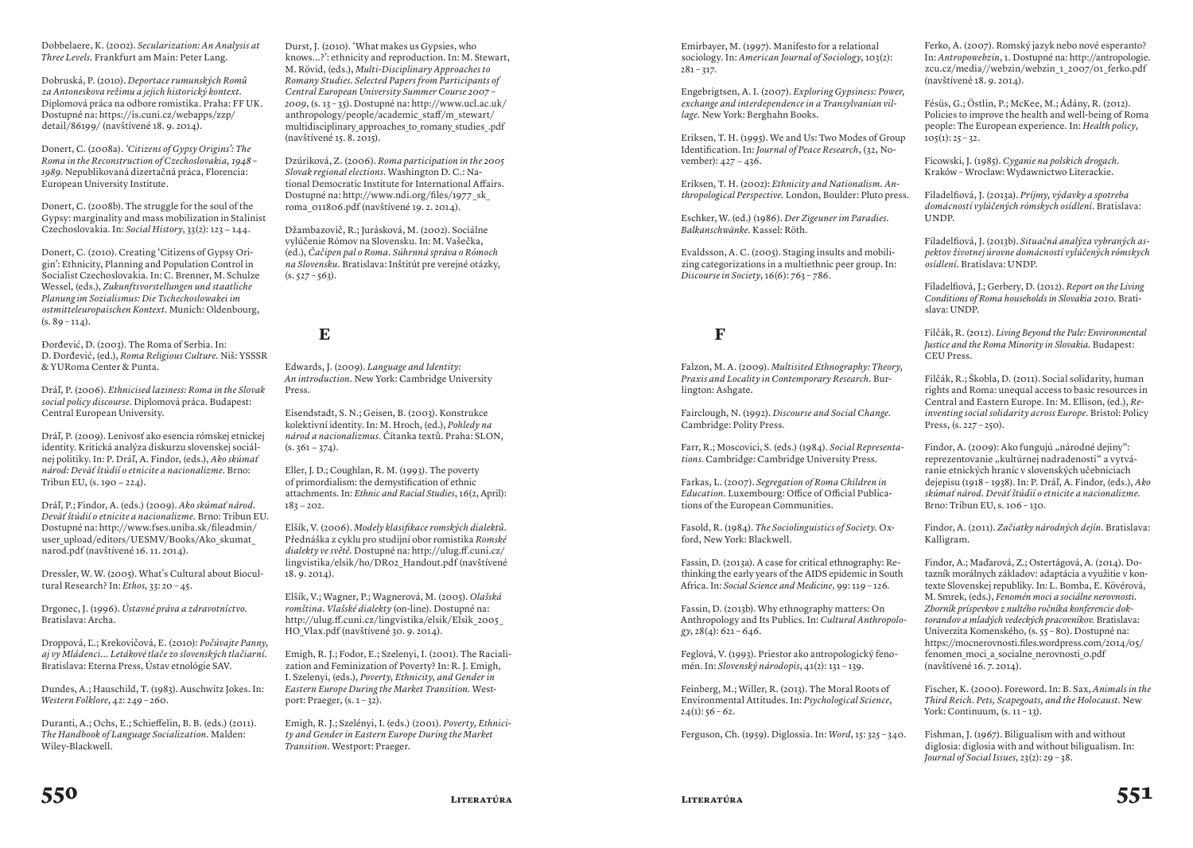Dobbelaere, K. (2002). *Secularization: An Analysis at Three Levels*. Frankfurt am Main: Peter Lang.

Dobruská, P. (2010). *Deportace rumunských Romů za Antoneskova režimu a jejich historický kontext*. Diplomová práca na odbore romistika. Praha: FF UK. Dostupné na: https://is.cuni.cz/webapps/zzp/detail/86199/ (navštívené 18. 9. 2014).

Donert, C. (2008a). *'Citizens of Gypsy Origins': The Roma in the Reconstruction of Czechoslovakia, 1948 – 1989*. Nepublikovaná dizertačná práca, Florencia: European University Institute.

Donert, C. (2008b). The struggle for the soul of the Gypsy: marginality and mass mobilization in Stalinist Czechoslovakia. In: *Social History*, 33(2): 123 – 144.

Donert, C. (2010). Creating 'Citizens of Gypsy Origin': Ethnicity, Planning and Population Control in Socialist Czechoslovakia. In: C. Brenner, M. Schulze Wessel, (eds.), *Zukunftsvorstellungen und staatliche Planung im Sozialismus: Die Tschechoslowakei im ostmitteleuropaischen Kontext*. Munich: Oldenbourg, (s. 89 – 114).

Đorđević, D. (2003). The Roma of Serbia. In: D. Đorđević, (ed.), *Roma Religious Culture*. Niš: YSSSR & YURoma Center & Punta.

Dráľ, P. (2006). *Ethnicised laziness: Roma in the Slovak social policy discourse*. Diplomová práca. Budapest: Central European University.

Dráľ, P. (2009). Lenivosť ako esencia rómskej etnickej identity. Kritická analýza diskurzu slovenskej sociálnej politiky. In: P. Dráľ, A. Findor, (eds.), *Ako skúmať národ: Deväť štúdií o etnicite a nacionalizme*. Brno: Tribun EU, (s. 190 – 224).

Dráľ, P.; Findor, A. (eds.) (2009). *Ako skúmať národ. Deväť štúdií o etnicite a nacionalizme*. Brno: Tribun EU. Dostupné na: http://www.fses.uniba.sk/fileadmin/user_upload/editors/UESMV/Books/Ako_skumat_narod.pdf (navštívené 16. 11. 2014).

Dressler, W. W. (2005). What's Cultural about Biocultural Research? In: *Ethos*, 33: 20 – 45.

Drgonec, J. (1996). *Ústavné práva a zdravotníctvo*. Bratislava: Archa.

Droppová, Ľ.; Krekovičová, E. (2010): *Počúvajte Panny, aj vy Mládenci... Letákové tlače zo slovenských tlačiarní*. Bratislava: Eterna Press, Ústav etnológie SAV.

Dundes, A.; Hauschild, T. (1983). Auschwitz Jokes. In: *Western Folklore*, 42: 249 – 260.

Duranti, A.; Ochs, E.; Schieffelin, B. B. (eds.) (2011). *The Handbook of Language Socialization*. Malden: Wiley-Blackwell.

Durst, J. (2010). 'What makes us Gypsies, who knows...?': ethnicity and reproduction. In: M. Stewart, M. Rövid, (eds.), *Multi-Disciplinary Approaches to Romany Studies. Selected Papers from Participants of Central European University Summer Course 2007 – 2009*, (s. 13 – 35). Dostupné na: http://www.ucl.ac.uk/anthropology/people/academic_staff/m_stewart/multidisciplinary_approaches_to_romany_studies_.pdf (navštívené 15. 8. 2015).

Dzúriková, Z. (2006). *Roma participation in the 2005 Slovak regional elections*. Washington D. C.: National Democratic Institute for International Affairs. Dostupné na: http://www.ndi.org/files/1977_sk_roma_011806.pdf (navštívené 19. 2. 2014).

Džambazovič, R.; Jurásková, M. (2002). Sociálne vylúčenie Rómov na Slovensku. In: M. Vašečka, (ed.), *Čačipen pal o Roma. Súhrnná správa o Rómoch na Slovensku*. Bratislava: Inštitút pre verejné otázky, (s. 527 – 563).

## E

Edwards, J. (2009). *Language and Identity: An introduction*. New York: Cambridge University Press.

Eisendstadt, S. N.; Geisen, B. (2003). Konstrukce kolektivní identity. In: M. Hroch, (ed.), *Pohledy na národ a nacionalizmus*. Čítanka textů. Praha: SLON, (s. 361 – 374).

Eller, J. D.; Coughlan, R. M. (1993). The poverty of primordialism: the demystification of ethnic attachments. In: *Ethnic and Racial Studies*, 16(2, April): 183 – 202.

Elšík, V. (2006). *Modely klasifikace romských dialektů*. Přednáška z cyklu pro studijní obor romistika *Romské dialekty ve světě*. Dostupné na: http://ulug.ff.cuni.cz/lingvistika/elsik/ho/DR02_Handout.pdf (navštívené 18. 9. 2014).

Elšík, V.; Wagner, P.; Wagnerová, M. (2005). *Olašská romština. Vlašské dialekty* (on-line). Dostupné na: http://ulug.ff.cuni.cz/lingvistika/elsik/Elsik_2005_HO_Vlax.pdf (navštívené 30. 9. 2014).

Emigh, R. J.; Fodor, E.; Szelenyi, I. (2001). The Racialization and Feminization of Poverty? In: R. J. Emigh, I. Szelenyi, (eds.), *Poverty, Ethnicity, and Gender in Eastern Europe During the Market Transition*. Westport: Praeger, (s. 1 – 32).

Emigh, R. J.; Szelényi, I. (eds.) (2001). *Poverty, Ethnicity and Gender in Eastern Europe During the Market Transition*. Westport: Praeger.

Emirbayer, M. (1997). Manifesto for a relational sociology. In: *American Journal of Sociology*, 103(2): 281 – 317.

Engebrigtsen, A. I. (2007). *Exploring Gypsiness: Power, exchange and interdependence in a Transylvanian village*. New York: Berghahn Books.

Eriksen, T. H. (1995). We and Us: Two Modes of Group Identification. In: *Journal of Peace Research*, (32, November): 427 – 436.

Eriksen, T. H. (2002): *Ethnicity and Nationalism. Anthropological Perspective*. London, Boulder: Pluto press.

Eschker, W. (ed.) (1986). *Der Zigeuner im Paradies. Balkanschwänke*. Kassel: Röth.

Evaldsson, A. C. (2005). Staging insults and mobilizing categorizations in a multiethnic peer group. In: *Discourse in Society*, 16(6): 763 – 786.

## F

Falzon, M. A. (2009). *Multisited Ethnography: Theory, Praxis and Locality in Contemporary Research*. Burlington: Ashgate.

Fairclough, N. (1992). *Discourse and Social Change*. Cambridge: Polity Press.

Farr, R.; Moscovici, S. (eds.) (1984). *Social Representations*. Cambridge: Cambridge University Press.

Farkas, L. (2007). *Segregation of Roma Children in Education*. Luxembourg: Office of Official Publications of the European Communities.

Fasold, R. (1984). *The Sociolinguistics of Society*. Oxford, New York: Blackwell.

Fassin, D. (2013a). A case for critical ethnography: Rethinking the early years of the AIDS epidemic in South Africa. In: *Social Science and Medicine*, 99: 119 – 126.

Fassin, D. (2013b). Why ethnography matters: On Anthropology and Its Publics. In: *Cultural Anthropology*, 28(4): 621 – 646.

Feglová, V. (1993). Priestor ako antropologický fenomén. In: *Slovenský národopis*, 41(2): 131 – 139.

Feinberg, M.; Willer, R. (2013). The Moral Roots of Environmental Attitudes. In: *Psychological Science*, 24(1): 56 – 62.

Ferguson, Ch. (1959). Diglossia. In: *Word*, 15: 325 – 340.

Ferko, A. (2007). Romský jazyk nebo nové esperanto? In: *Antropowebzin*, 1. Dostupné na: http://antropologie.zcu.cz/media//webzin/webzin_1_2007/01_ferko.pdf (navštívené 18. 9. 2014).

Fésüs, G.; Östlin, P.; McKee, M.; Ádány, R. (2012). Policies to improve the health and well-being of Roma people: The European experience. In: *Health policy*, 105(1): 25 – 32.

Ficowski, J. (1985). *Cyganie na polskich drogach*. Kraków – Wroclaw: Wydawnictwo Literackie.

Filadelfiová, J. (2013a). *Príjmy, výdavky a spotreba domácností vylúčených rómskych osídlení*. Bratislava: UNDP.

Filadelfiová, J. (2013b). *Situačná analýza vybraných aspektov životnej úrovne domácností vylúčených rómskych osídlení*. Bratislava: UNDP.

Filadelfiová, J.; Gerbery, D. (2012). *Report on the Living Conditions of Roma households in Slovakia 2010*. Bratislava: UNDP.

Filčák, R. (2012). *Living Beyond the Pale: Environmental Justice and the Roma Minority in Slovakia*. Budapest: CEU Press.

Filčák, R.; Škobla, D. (2011). Social solidarity, human rights and Roma: unequal access to basic resources in Central and Eastern Europe. In: M. Ellison, (ed.), *Reinventing social solidarity across Europe*. Bristol: Policy Press, (s. 227 – 250).

Findor, A. (2009): Ako fungujú „národné dejiny": reprezentovanie „kultúrnej nadradenosti" a vytváranie etnických hraníc v slovenských učebniciach dejepisu (1918 – 1938). In: P. Dráľ, A. Findor, (eds.), *Ako skúmať národ. Deväť štúdií o etnicite a nacionalizme*. Brno: Tribun EU, s. 106 – 130.

Findor, A. (2011). *Začiatky národných dejín*. Bratislava: Kalligram.

Findor, A.; Maďarová, Z.; Ostertágová, A. (2014). Dotazník morálnych základov: adaptácia a využitie v kontexte Slovenskej republiky. In: L. Bomba, E. Kövérová, M. Smrek, (eds.), *Fenomén moci a sociálne nerovnosti. Zborník príspevkov z nultého ročníka konferencie doktorandov a mladých vedeckých pracovníkov*. Bratislava: Univerzita Komenského, (s. 55 – 80). Dostupné na: https://mocnerovnosti.files.wordpress.com/2014/05/fenomen_moci_a_socialne_nerovnosti_0.pdf (navštívené 16. 7. 2014).

Fischer, K. (2000). Foreword. In: B. Sax, *Animals in the Third Reich. Pets, Scapegoats, and the Holocaust*. New York: Continuum, (s. 11 – 13).

Fishman, J. (1967). Biligualism with and without diglosia: diglosia with and without biligualism. In: *Journal of Social Issues*, 23(2): 29 – 38.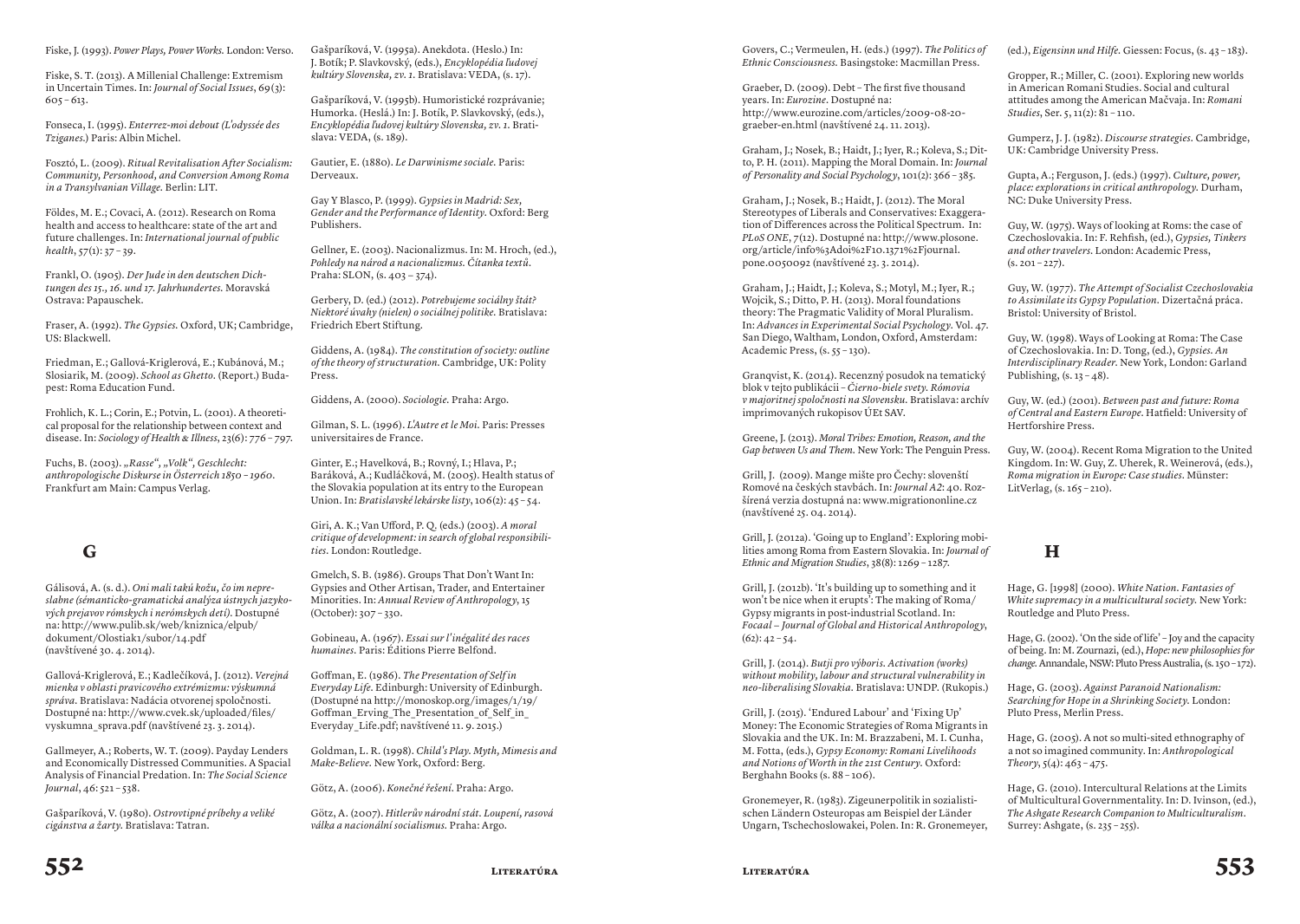Fiske, J. (1993). *Power Plays, Power Works.* London: Verso.

Fiske, S. T. (2013). A Millenial Challenge: Extremism in Uncertain Times. In: *Journal of Social Issues*, 69(3): 605 – 613.

Fonseca, I. (1995). *Enterrez-moi debout (L'odyssée des Tziganes.)* Paris: Albin Michel.

Fosztó, L. (2009). *Ritual Revitalisation After Socialism: Community, Personhood, and Conversion Among Roma in a Transylvanian Village.* Berlin: LIT.

Földes, M. E.; Covaci, A. (2012). Research on Roma health and access to healthcare: state of the art and future challenges. In: *International journal of public health*, 57(1): 37 – 39.

Frankl, O. (1905). *Der Jude in den deutschen Dichtungen des 15., 16. und 17. Jahrhundertes.* Moravská Ostrava: Papauschek.

Fraser, A. (1992). *The Gypsies.* Oxford, UK; Cambridge, US: Blackwell.

Friedman, E.; Gallová-Kriglerová, E.; Kubánová, M.; Slosiarik, M. (2009). *School as Ghetto.* (Report.) Budapest: Roma Education Fund.

Frohlich, K. L.; Corin, E.; Potvin, L. (2001). A theoretical proposal for the relationship between context and disease. In: *Sociology of Health & Illness*, 23(6): 776 – 797.

Fuchs, B. (2003). *„Rasse", „Volk", Geschlecht: anthropologische Diskurse in Österreich 1850 – 1960.* Frankfurt am Main: Campus Verlag.

## G

Gálisová, A. (s. d.). *Oni mali takú kožu, čo im nepreslabne (sémanticko-gramatická analýza ústnych jazykových prejavov rómskych a nerómskych detí).* Dostupné na: http://www.pulib.sk/web/kniznica/elpub/dokument/Olostiak1/subor/14.pdf (navštívené 30. 4. 2014).

Gallová-Kriglerová, E.; Kadlečíková, J. (2012). *Verejná mienka v oblasti pravicového extrémizmu: výskumná správa.* Bratislava: Nadácia otvorenej spoločnosti. Dostupné na: http://www.cvek.sk/uploaded/files/vyskumna_sprava.pdf (navštívené 23. 3. 2014).

Gallmeyer, A.; Roberts, W. T. (2009). Payday Lenders and Economically Distressed Communities. A Spacial Analysis of Financial Predation. In: *The Social Science Journal*, 46: 521 – 538.

Gašparíková, V. (1980). *Ostrovtipné príbehy a veliké cigánstva a žarty.* Bratislava: Tatran.

Gašparíková, V. (1995a). Anekdota. (Heslo.) In: J. Botík; P. Slavkovský, (eds.), *Encyklopédia ľudovej kultúry Slovenska, zv. 1.* Bratislava: VEDA, (s. 17).

Gašparíková, V. (1995b). Humoristické rozprávanie; Humorka. (Heslá.) In: J. Botík, P. Slavkovský, (eds.), *Encyklopédia ľudovej kultúry Slovenska, zv. 1.* Bratislava: VEDA, (s. 189).

Gautier, E. (1880). *Le Darwinisme sociale.* Paris: Derveaux.

Gay Y Blasco, P. (1999). *Gypsies in Madrid: Sex, Gender and the Performance of Identity.* Oxford: Berg Publishers.

Gellner, E. (2003). Nacionalizmus. In: M. Hroch, (ed.), *Pohledy na národ a nacionalizmus. Čítanka textů.* Praha: SLON, (s. 403 – 374).

Gerbery, D. (ed.) (2012). *Potrebujeme sociálny štát? Niektoré úvahy (nielen) o sociálnej politike.* Bratislava: Friedrich Ebert Stiftung.

Giddens, A. (1984). *The constitution of society: outline of the theory of structuration.* Cambridge, UK: Polity Press.

Giddens, A. (2000). *Sociologie.* Praha: Argo.

Gilman, S. L. (1996). *L'Autre et le Moi.* Paris: Presses universitaires de France.

Ginter, E.; Havelková, B.; Rovný, I.; Hlava, P.; Baráková, A.; Kudláčková, M. (2005). Health status of the Slovakia population at its entry to the European Union. In: *Bratislavské lekárske listy*, 106(2): 45 – 54.

Giri, A. K.; Van Ufford, P. Q. (eds.) (2003). *A moral critique of development: in search of global responsibilities.* London: Routledge.

Gmelch, S. B. (1986). Groups That Don't Want In: Gypsies and Other Artisan, Trader, and Entertainer Minorities. In: *Annual Review of Anthropology*, 15 (October): 307 – 330.

Gobineau, A. (1967). *Essai sur l'inégalité des races humaines.* Paris: Éditions Pierre Belfond.

Goffman, E. (1986). *The Presentation of Self in Everyday Life.* Edinburgh: University of Edinburgh. (Dostupné na http://monoskop.org/images/1/19/Goffman_Erving_The_Presentation_of_Self_in_Everyday_Life.pdf; navštívené 11. 9. 2015.)

Goldman, L. R. (1998). *Child's Play. Myth, Mimesis and Make-Believe.* New York, Oxford: Berg.

Götz, A. (2006). *Konečné řešení.* Praha: Argo.

Götz, A. (2007). *Hitlerův národní stát. Loupení, rasová válka a nacionální socialismus.* Praha: Argo.

Govers, C.; Vermeulen, H. (eds.) (1997). *The Politics of Ethnic Consciousness.* Basingstoke: Macmillan Press.

Graeber, D. (2009). Debt – The first five thousand years. In: *Eurozine*. Dostupné na: http://www.eurozine.com/articles/2009-08-20-graeber-en.html (navštívené 24. 11. 2013).

Graham, J.; Nosek, B.; Haidt, J.; Iyer, R.; Koleva, S.; Ditto, P. H. (2011). Mapping the Moral Domain. In: *Journal of Personality and Social Psychology*, 101(2): 366 – 385.

Graham, J.; Nosek, B.; Haidt, J. (2012). The Moral Stereotypes of Liberals and Conservatives: Exaggeration of Differences across the Political Spectrum. In: *PLoS ONE*, 7(12). Dostupné na: http://www.plosone.org/article/info%3Adoi%2F10.1371%2Fjournal.pone.0050092 (navštívené 23. 3. 2014).

Graham, J.; Haidt, J.; Koleva, S.; Motyl, M.; Iyer, R.; Wojcik, S.; Ditto, P. H. (2013). Moral foundations theory: The Pragmatic Validity of Moral Pluralism. In: *Advances in Experimental Social Psychology*. Vol. 47. San Diego, Waltham, London, Oxford, Amsterdam: Academic Press, (s. 55 – 130).

Granqvist, K. (2014). Recenzný posudok na tematický blok v tejto publikácii – *Čierno-biele svety. Rómovia v majoritnej spoločnosti na Slovensku.* Bratislava: archív imprimovaných rukopisov ÚEt SAV.

Greene, J. (2013). *Moral Tribes: Emotion, Reason, and the Gap between Us and Them.* New York: The Penguin Press.

Grill, J. (2009). Mange mište pro Čechy: slovenští Romové na českých stavbách. In: *Journal A2*: 40. Rozšířená verzia dostupná na: www.migrationonline.cz (navštívené 25. 04. 2014).

Grill, J. (2012a). 'Going up to England': Exploring mobilities among Roma from Eastern Slovakia. In: *Journal of Ethnic and Migration Studies*, 38(8): 1269 – 1287.

Grill, J. (2012b). 'It's building up to something and it won't be nice when it erupts': The making of Roma/Gypsy migrants in post-industrial Scotland. In: *Focaal – Journal of Global and Historical Anthropology*, (62): 42 – 54.

Grill, J. (2014). *Butji pro výboris. Activation (works) without mobility, labour and structural vulnerability in neo-liberalising Slovakia.* Bratislava: UNDP. (Rukopis.)

Grill, J. (2015). 'Endured Labour' and 'Fixing Up' Money: The Economic Strategies of Roma Migrants in Slovakia and the UK. In: M. Brazzabeni, M. I. Cunha, M. Fotta, (eds.), *Gypsy Economy: Romani Livelihoods and Notions of Worth in the 21st Century.* Oxford: Berghahn Books (s. 88 – 106).

Gronemeyer, R. (1983). Zigeunerpolitik in sozialistischen Ländern Osteuropas am Beispiel der Länder Ungarn, Tschechoslowakei, Polen. In: R. Gronemeyer, (ed.), *Eigensinn und Hilfe.* Giessen: Focus, (s. 43 – 183).

Gropper, R.; Miller, C. (2001). Exploring new worlds in American Romani Studies. Social and cultural attitudes among the American Mačvaja. In: *Romani Studies*, Ser. 5, 11(2): 81 – 110.

Gumperz, J. J. (1982). *Discourse strategies.* Cambridge, UK: Cambridge University Press.

Gupta, A.; Ferguson, J. (eds.) (1997). *Culture, power, place: explorations in critical anthropology.* Durham, NC: Duke University Press.

Guy, W. (1975). Ways of looking at Roms: the case of Czechoslovakia. In: F. Rehfish, (ed.), *Gypsies, Tinkers and other travelers.* London: Academic Press, (s. 201 – 227).

Guy, W. (1977). *The Attempt of Socialist Czechoslovakia to Assimilate its Gypsy Population.* Dizertačná práca. Bristol: University of Bristol.

Guy, W. (1998). Ways of Looking at Roma: The Case of Czechoslovakia. In: D. Tong, (ed.), *Gypsies. An Interdisciplinary Reader.* New York, London: Garland Publishing, (s. 13 – 48).

Guy, W. (ed.) (2001). *Between past and future: Roma of Central and Eastern Europe.* Hatfield: University of Hertforshire Press.

Guy, W. (2004). Recent Roma Migration to the United Kingdom. In: W. Guy, Z. Uherek, R. Weinerová, (eds.), *Roma migration in Europe: Case studies.* Münster: LitVerlag, (s. 165 – 210).

## H

Hage, G. [1998] (2000). *White Nation. Fantasies of White supremacy in a multicultural society.* New York: Routledge and Pluto Press.

Hage, G. (2002). 'On the side of life' – Joy and the capacity of being. In: M. Zournazi, (ed.), *Hope: new philosophies for change.* Annandale, NSW: Pluto Press Australia, (s. 150 – 172).

Hage, G. (2003). *Against Paranoid Nationalism: Searching for Hope in a Shrinking Society.* London: Pluto Press, Merlin Press.

Hage, G. (2005). A not so multi-sited ethnography of a not so imagined community. In: *Anthropological Theory*, 5(4): 463 – 475.

Hage, G. (2010). Intercultural Relations at the Limits of Multicultural Governmentality. In: D. Ivinson, (ed.), *The Ashgate Research Companion to Multiculturalism.* Surrey: Ashgate, (s. 235 – 255).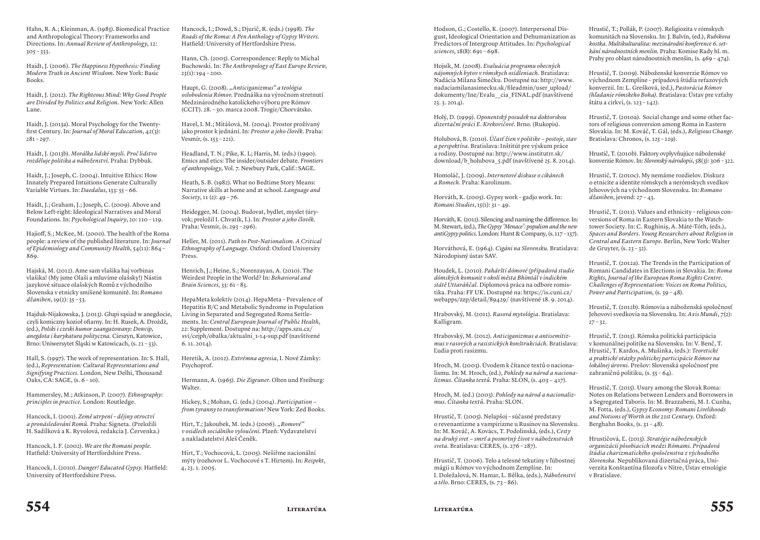Hahn, R. A.; Kleinman, A. (1983). Biomedical Practice and Anthropological Theory: Frameworks and Directions. In: *Annual Review of Anthropology*, 12: 305 – 333.

Haidt, J. (2006). *The Happiness Hypothesis: Finding Modern Truth in Ancient Wisdom.* New York: Basic Books.

Haidt, J. (2012). *The Righteous Mind: Why Good People are Divided by Politics and Religion.* New York: Allen Lane.

Haidt, J. (2013a). Moral Psychology for the Twenty-first Century. In: *Journal of Moral Education*, 42(3): 281 – 297.

Haidt, J. (2013b). *Morálka lidské mysli. Proč lidstvo rozděluje politika a náboženství.* Praha: Dybbuk.

Haidt, J.; Joseph, C. (2004). Intuitive Ethics: How Innately Prepared Intuitions Generate Culturally Variable Virtues. In: *Daedalus*, 133: 55 – 66.

Haidt, J.; Graham, J.; Joseph, C. (2009). Above and Below Left-right: Ideological Narratives and Moral Foundations. In: *Psychological Inquiry*, 20: 110 – 119.

Hajioff, S.; McKee, M. (2000). The health of the Roma people: a review of the published literature. In: *Journal of Epidemiology and Community Health*, 54(11): 864 – 869.

Hajská, M. (2012). Ame sam vlašika haj vorbinas vlašika! (My jsme Olaši a mluvíme olašsky!) Nástin jazykové situace olašských Romů z východního Slovenska v etnicky smíšené komunitě. In: *Romano džaniben*, 19(2): 35 – 53.

Hajduk-Nijakowska, J. (2013). Głupi sąsiad w anegdocie, czyli komiczny kozioł ofiarny. In: H. Rusek, A. Drożdż, (ed.), *Polski i czeski humor zaangażowany: Dowcip, anegdota i karykatura polityczna.* Cieszyn, Katowice, Brno: Uniwersytet Śląski w Katowicach, (s. 21 – 33).

Hall, S. (1997). The work of representation. In: S. Hall, (ed.), *Representation: Cultural Representations and Signifying Practices*. London, New Delhi, Thousand Oaks, CA: SAGE, (s. 6 – 10).

Hammersley, M.; Atkinson, P. (2007). *Ethnography: principles in practice.* London: Routledge.

Hancock, I. (2001). *Země utrpení – dějiny otroctví a pronásledování Romů.* Praha: Signeta. (Preložili H. Sadílková a K. Ryvolová, redakcia J. Červenka.)

Hancock, I. F. (2002). *We are the Romani people.* Hatfield: University of Hertfordshire Press.

Hancock, I. (2010). *Danger! Educated Gypsy.* Hatfield: University of Hertfordshire Press.

Hancock, I.; Dowd, S.; Djurič, R. (eds.) (1998). *The Roads of the Roma: A Pen Anthology of Gypsy Writers.* Hatfield: University of Hertfordshire Press.

Hann, Ch. (2005). Correspondence: Reply to Michal Buchowski. In: *The Anthropology of East Europe Review*, 23(1): 194 – 200.

Haupt, G. (2008). *„Anticiganizmus“ a teológia oslobodenia Rómov.* Prednáška na výročnom stretnutí Medzinárodného katolíckeho výboru pre Rómov (CCIT). 28. – 30. marca 2008. Trogir/Chorvátsko.

Havel, I. M.; Mitášová, M. (2004). Prostor prožívaný jako prostor k jednání. In: *Prostor a jeho člověk.* Praha: Vesmír, (s. 153 – 221).

Headland, T. N.; Pike, K. L; Harris, M. (eds.) (1990). Emics and etics: The insider/outsider debate. *Frontiers of anthropology*, Vol. 7. Newbury Park, Calif.: SAGE.

Heath, S. B. (1982). What no Bedtime Story Means: Narrative skills at home and at school. *Language and Society*, 11 (2): 49 – 76.

Heidegger, M. (2004). Budovat, bydlet, myslet (úryvok; preložil I. Chvatík, I.). In: *Prostor a jeho člověk.* Praha: Vesmír, (s. 293 – 296).

Heller, M. (2011). *Path to Post-Nationalism. A Critical Ethnography of Language.* Oxford: Oxford University Press.

Henrich, J.; Heine, S.; Norenzayan, A. (2010). The Weirdest People in the World? In: *Behavioral and Brain Sciences*, 33: 61 – 83.

HepaMeta kolektív (2014). HepaMeta – Prevalence of Hepatitis B/C and Metabolic Syndrome in Population Living in Separated and Segregated Roma Settlements. In: *Central European Journal of Public Health*, 22: Supplement. Dostupné na: http://apps.szu.cz/svi/cejph/obalka/aktualni_1-14-sup.pdf (navštívené 6. 11. 2014).

Heretik, A. (2012). *Extrémna agresia*, I. Nové Zámky: Psychoprof.

Hermann, A. (1965). *Die Zigeuner.* Olten und Freiburg: Walter.

Hickey, S.; Mohan, G. (eds.) (2004). *Participation – from tyranny to transformation?* New York: Zed Books.

Hirt, T.; Jakoubek, M. (eds.) (2006). *„Romové“ v osidlech sociálního vyloučení.* Plzeň: Vydavatelství a nakladatelství Aleš Čeněk.

Hirt, T.; Vochocová, L. (2005). Nešiřme nacionální mýty (rozhovor L. Vochocové s T. Hirtem). In: *Respekt*, 4, 23. 1. 2005.

Hodson, G.; Costello, K. (2007). Interpersonal Disgust, Ideological Orientation and Dehumanization as Predictors of Intergroup Attitudes. In: *Psychological sciences*, 18(8): 691 – 698.

Hojsík, M. (2008). *Evaluácia programu obecných nájomných bytov v rómskych osídleniach.* Bratislava: Nadácia Milana Šimečku. Dostupné na: http://www.nadaciamilanasimecku.sk/fileadmin/user_upload/dokumenty/Ine/Evalu__cia_FINAL.pdf (navštívené 23. 3. 2014).

Holý, D. (1999). *Oponentský posudek na doktorskou dizertační práci E. Krekovičové.* Brno. (Rukopis).

Holubová, B. (2010). *Účasť žien v politike – postoje, stav a perspektíva.* Bratislava: Inštitút pre výskum práce a rodiny. Dostupné na: http://www.institutrr.sk/download/b_holubova_5.pdf (navštívené 25. 8. 2014).

Homoláč, J. (2009). *Internetové diskuse o cikánech a Romech.* Praha: Karolinum.

Horváth, K. (2005). Gypsy work – gadjo work. In: *Romani Studies*, 15(1): 31 – 49.

Horváth, K. (2012). Silencing and naming the difference. In: M. Stewart, (ed.), *The Gypsy 'Menace': populism and the new antiGypsy politics.* London: Hurst & Company, (s. 117 – 137).

Horváthová, E. (1964). *Cigáni na Slovensku.* Bratislava: Národopisný ústav SAV.

Houdek, L. (2010). *Pahárští dómové (případová studie dómských komunit v okolí města Bhímtál v indickém státě Uttaráňčal.* Diplomová práca na odbore romistika. Praha: FF UK. Dostupné na: https://is.cuni.cz/webapps/zzp/detail/89429/ (navštívené 18. 9. 2014).

Hrabovský, M. (2011). *Rasová mytológia*. Bratislava: Kalligram.

Hrabovský, M. (2012). *Anticiganizmus a antisemitizmus v rasových a rasistických konštrukciách.* Bratislava: Ľudia proti rasizmu.

Hroch, M. (2003). Úvodem k čítance textů o nacionalismu. In: M. Hroch, (ed.), *Pohledy na národ a nacionalizmus. Čítanka textů.* Praha: SLON, (s. 403 – 417).

Hroch, M. (ed.) (2003). *Pohledy na národ a nacionalizmus. Čítanka textů.* Praha: SLON.

Hrustič, T. (2005). Nelapšoj – súčasné predstavy o revenantizme a vampirizme u Rusínov na Slovensku. In: M. Kováč, A. Kovács, T. Podolinská, (eds.), *Cesty na druhý svet – smrť a posmrtný život v náboženstvách sveta*. Bratislava: CERES, (s. 276 – 287).

Hrustič, T. (2006). Telo a telesné tekutiny v ľúbostnej mágii u Rómov vo východnom Zemplíne. In: I. Doležalová, N. Hamar, L. Bělka, (eds.), *Náboženství a tělo*. Brno: CERES, (s. 73 – 86).

Hrustič, T.; Pollák, P. (2007). Religiozita v rómskych komunitách na Slovensku. In: J. Balvín, (ed.), *Rubikova kostka. Multikulturalita: mezinárodní konference 6. setkání národnostních menšin.* Praha: Komise Rady hl. m. Prahy pro oblast národnostních menšin, (s. 469 – 474).

Hrustič, T. (2009). Náboženské konverzie Rómov vo východnom Zemplíne – prípadová štúdia reťazových konverzií. In: L. Grešková, (ed.), *Pastorácia Rómov (hľadanie rómskeho Boha)*. Bratislava: Ústav pre vzťahy štátu a cirkví, (s. 123 – 142).

Hrustič, T. (2010a). Social change and some other factors of religious conversion among Roma in Eastern Slovakia. In: M. Kováč, T. Gál, (eds.), *Religious Change.* Bratislava: Chronos, (s. 125 – 129).

Hrustič, T. (2010b). Faktory ovplyvňujúce náboženské konverzie Rómov. In: *Slovenský národopis*, 58(3): 306 – 322.

Hrustič, T. (2010c). My nemáme rozdielov. Diskurz o etnicite a identite rómskych a nerómskych svedkov Jehovových na východnom Slovensku. In: *Romano džaniben*, jevend: 27 – 43.

Hrustič, T. (2011). Values and ethnicity – religious conversions of Roma in Eastern Slovakia to the Watchtower Society. In: C. Rughiniş, A. Máté-Tóth, (eds.), *Spaces and Borders. Young Researchers about Religion in Central and Eastern Europe.* Berlin, New York: Walter de Gruyter, (s. 23 – 32).

Hrustič, T. (2012a). The Trends in the Participation of Romani Candidates in Elections in Slovakia. In: *Roma Rights, Journal of the European Roma Rights Centre. Challenges of Representation: Voices on Roma Politics, Power and Participation*, (s. 39 – 48).

Hrustič, T. (2012b). Rómovia a náboženská spoločnosť Jehovovi svedkovia na Slovensku. In: *Axis Mundi*, 7(2): 27 – 32.

Hrustič, T. (2013). Rómska politická participácia v komunálnej politike na Slovensku. In: V. Benč, T. Hrustič, T. Kardos, A. Mušinka, (eds.): *Teoretické a praktické otázky politickej participácie Rómov na lokálnej úrovni*. Prešov: Slovenská spoločnosť pre zahraničnú politiku, (s. 55 – 64).

Hrustič, T. (2015). Usury among the Slovak Roma: Notes on Relations between Lenders and Borrowers in a Segregated Taboris. In: M. Brazzabeni, M. I. Cunha, M. Fotta, (eds.), *Gypsy Economy: Romani Livelihoods and Notions of Worth in the 21st Century*. Oxford: Berghahn Books, (s. 31 – 48).

Hrustičová, Ľ. (2013). *Stratégie náboženských organizácií pôsobiacich medzi Rómami. Prípadová štúdia charizmatického spoločenstva z východného Slovenska.* Nepublikovaná dizertačná práca, Univerzita Konštantína filozofa v Nitre, Ústav etnológie v Bratislave.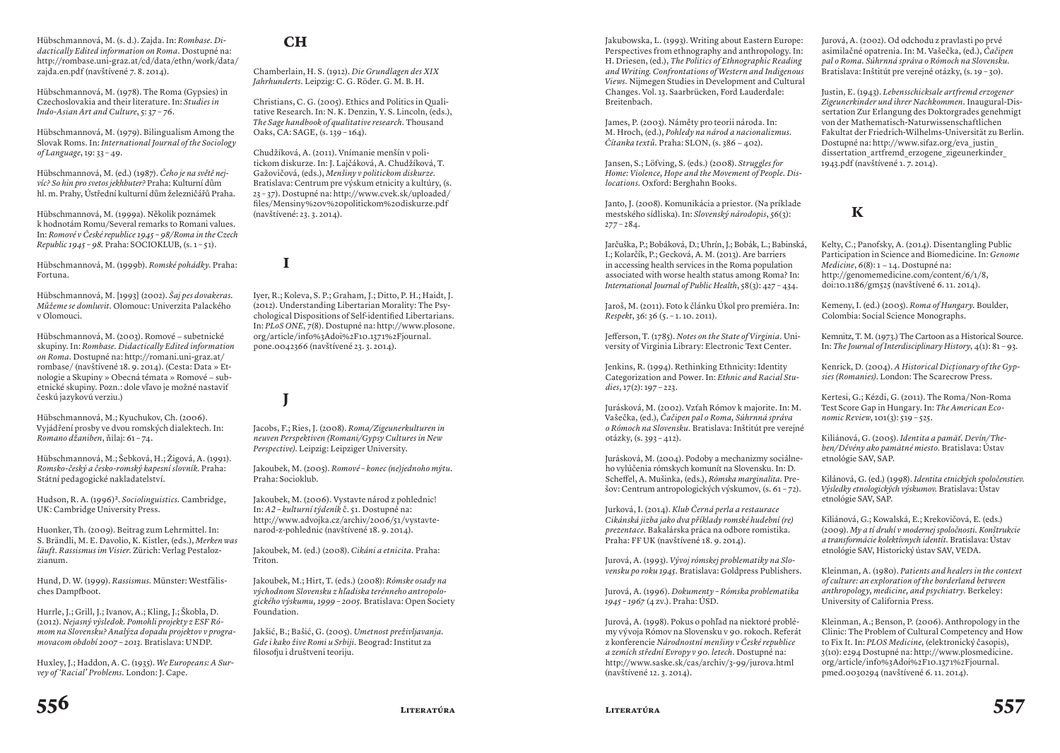Hübschmannová, M. (s. d.). Zajda. In: *Rombase. Didactically Edited information on Roma*. Dostupné na: http://rombase.uni-graz.at/cd/data/ethn/work/data/zajda.en.pdf (navštívené 7. 8. 2014).

Hübschmannová, M. (1978). The Roma (Gypsies) in Czechoslovakia and their literature. In: *Studies in Indo-Asian Art and Culture*, 5: 37 – 76.

Hübschmannová, M. (1979). Bilingualism Among the Slovak Roms. In: *International Journal of the Sociology of Language*, 19: 33 – 49.

Hübschmannová, M. (ed.) (1987). *Čeho je na světě nejvíc? So hin pro svetos jekhbuter?* Praha: Kulturní dům hl. m. Prahy, Ústřední kulturní dům železničářů Praha.

Hübschmannová, M. (1999a). Několik poznámek k hodnotám Romu/Several remarks to Romani values. In: *Romové v České republice 1945 – 98/Roma in the Czech Republic 1945 – 98*. Praha: SOCIOKLUB, (s. 1 – 51).

Hübschmannová, M. (1999b). *Romské pohádky*. Praha: Fortuna.

Hübschmannová, M. [1993] (2002). *Šaj pes dovakeras. Můžeme se domluvit*. Olomouc: Univerzita Palackého v Olomouci.

Hübschmannová, M. (2003). Romové – subetnické skupiny. In: *Rombase. Didactically Edited information on Roma*. Dostupné na: http://romani.uni-graz.at/rombase/ (navštívené 18. 9. 2014). (Cesta: Data » Etnologie a Skupiny » Obecná témata » Romové – subetnické skupiny. Pozn.: dole vľavo je možné nastaviť českú jazykovú verziu.)

Hübschmannová, M.; Kyuchukov, Ch. (2006). Vyjádření prosby ve dvou romských dialektech. In: *Romano džaniben*, ñilaj: 61 – 74.

Hübschmannová, M.; Šebková, H.; Žigová, A. (1991). *Romsko-český a česko-romský kapesní slovník*. Praha: Státní pedagogické nakladatelství.

Hudson, R. A. (1996)². *Sociolinguistics*. Cambridge, UK: Cambridge University Press.

Huonker, Th. (2009). Beitrag zum Lehrmittel. In: S. Brändli, M. E. Davolio, K. Kistler, (eds.), *Merken was läuft. Rassismus im Visier*. Zürich: Verlag Pestalozzianum.

Hund, D. W. (1999). *Rassismus*. Münster: Westfälisches Dampfboot.

Hurrle, J.; Grill, J.; Ivanov, A.; Kling, J.; Škobla, D. (2012). *Nejasný výsledok. Pomohli projekty z ESF Rómom na Slovensku? Analýza dopadu projektov v programovacom období 2007 – 2013*. Bratislava: UNDP.

Huxley, J.; Haddon, A. C. (1935). *We Europeans: A Survey of 'Racial' Problems*. London: J. Cape.

## CH

Chamberlain, H. S. (1912). *Die Grundlagen des XIX Jahrhunderts*. Leipzig: C. G. Röder. G. M. B. H.

Christians, C. G. (2005). Ethics and Politics in Qualitative Research. In: N. K. Denzin, Y. S. Lincoln, (eds.), *The Sage handbook of qualitative research*. Thousand Oaks, CA: SAGE, (s. 139 – 164).

Chudžíková, A. (2011). Vnímanie menšín v politickom diskurze. In: J. Lajčáková, A. Chudžíková, T. Gažovičová, (eds.), *Menšiny v politickom diskurze*. Bratislava: Centrum pre výskum etnicity a kultúry, (s. 23 – 37). Dostupné na: http://www.cvek.sk/uploaded/files/Mensiny%20v%20politickom%20diskurze.pdf (navštívené: 23. 3. 2014).

## I

Iyer, R.; Koleva, S. P.; Graham, J.; Ditto, P. H.; Haidt, J. (2012). Understanding Libertarian Morality: The Psychological Dispositions of Self-identified Libertarians. In: *PLoS ONE*, 7(8). Dostupné na: http://www.plosone.org/article/info%3Adoi%2F10.1371%2Fjournal.pone.0042366 (navštívené 23. 3. 2014).

## J

Jacobs, F.; Ries, J. (2008). *Roma/Zigeunerkulturen in neuven Perspektiven (Romani/Gypsy Cultures in New Perspective)*. Leipzig: Leipziger University.

Jakoubek, M. (2005). *Romové – konec (ne)jednoho mýtu*. Praha: Socioklub.

Jakoubek, M. (2006). Vystavte národ z pohlednic! In: *A2 – kulturní týdeník* č. 51. Dostupné na: http://www.advojka.cz/archiv/2006/51/vystavte-narod-z-pohlednic (navštívené 18. 9. 2014).

Jakoubek, M. (ed.) (2008). *Cikáni a etnicita*. Praha: Triton.

Jakoubek, M.; Hirt, T. (eds.) (2008): *Rómske osady na východnom Slovensku z hľadiska terénneho antropologického výskumu, 1999 – 2005*. Bratislava: Open Society Foundation.

Jakšić, B.; Bašić, G. (2005). *Umetnost preživljavanja. Gde i kako žive Romi u Srbiji*. Beograd: Institut za filosofiju i društveni teoriju.

Jakubowska, L. (1993). Writing about Eastern Europe: Perspectives from ethnography and anthropology. In: H. Driesen, (ed.), *The Politics of Ethnographic Reading and Writing. Confrontations of Western and Indigenous Views*. Nijmegen Studies in Development and Cultural Changes. Vol. 13. Saarbrücken, Ford Lauderdale: Breitenbach.

James, P. (2003). Náměty pro teorii národa. In: M. Hroch, (ed.), *Pohledy na národ a nacionalizmus. Čitanka textů*. Praha: SLON, (s. 386 – 402).

Jansen, S.; Löfving, S. (eds.) (2008). *Struggles for Home: Violence, Hope and the Movement of People. Dislocations*. Oxford: Berghahn Books.

Janto, J. (2008). Komunikácia a priestor. (Na príklade mestského sídliska). In: *Slovenský národopis*, 56(3): 277 – 284.

Jarčuška, P.; Bobáková, D.; Uhrín, J.; Bobák, L.; Babinská, I.; Kolarčík, P.; Gecková, A. M. (2013). Are barriers in accessing health services in the Roma population associated with worse health status among Roma? In: *International Journal of Public Health*, 58(3): 427 – 434.

Jaroš, M. (2011). Foto k článku Úkol pro premiéra. In: *Respekt*, 36: 36 (5. – 1. 10. 2011).

Jefferson, T. (1785). *Notes on the State of Virginia*. University of Virginia Library: Electronic Text Center.

Jenkins, R. (1994). Rethinking Ethnicity: Identity Categorization and Power. In: *Ethnic and Racial Studies*, 17(2): 197 – 223.

Jurásková, M. (2002). Vzťah Rómov k majorite. In: M. Vašečka, (ed.), *Čačipen pal o Roma, Súhrnná správa o Rómoch na Slovensku*. Bratislava: Inštitút pre verejné otázky, (s. 393 – 412).

Jurásková, M. (2004). Podoby a mechanizmy sociálneho vylúčenia rómskych komunít na Slovensku. In: D. Scheffel, A. Mušinka, (eds.), *Rómska marginalita*. Prešov: Centrum antropologických výskumov, (s. 61 – 72).

Jurková, I. (2014). *Klub Černá perla a restaurace Cikánská jizba jako dva příklady romské hudební (re) prezentace*. Bakalárska práca na odbore romistika. Praha: FF UK (navštívené 18. 9. 2014).

Jurová, A. (1993). *Vývoj rómskej problematiky na Slovensku po roku 1945*. Bratislava: Goldpress Publishers.

Jurová, A. (1996). *Dokumenty – Rómska problematika 1945 – 1967* (4 zv.). Praha: ÚSD.

Jurová, A. (1998). Pokus o pohľad na niektoré problémy vývoja Rómov na Slovensku v 90. rokoch. Referát z konferencie *Národnostní menšiny v České republice a zemích střední Evropy v 90. letech*. Dostupné na: http://www.saske.sk/cas/archiv/3-99/jurova.html (navštívené 12. 3. 2014).

Jurová, A. (2002). Od odchodu z pravlasti po prvé asimilačné opatrenia. In: M. Vašečka, (ed.), *Čačipen pal o Roma. Súhrnná správa o Rómoch na Slovensku*. Bratislava: Inštitút pre verejné otázky, (s. 19 – 30).

Justin, E. (1943). *Lebensschicksale artfremd erzogener Zigeunerkinder und ihrer Nachkommen*. Inaugural-Dissertation Zur Erlangung des Doktorgrades genehmigt von der Mathematisch-Naturwissenschaftlichen Fakultat der Friedrich-Wilhelms-Universität zu Berlin. Dostupné na: http://www.sifaz.org/eva_justin_dissertation_artfremd_erzogene_zigeunerkinder_1943.pdf (navštívené 1. 7. 2014).

## K

Kelty, C.; Panofsky, A. (2014). Disentangling Public Participation in Science and Biomedicine. In: *Genome Medicine*, 6(8): 1 – 14. Dostupné na: http://genomemedicine.com/content/6/1/8, doi:10.1186/gm525 (navštívené 6. 11. 2014).

Kemeny, I. (ed.) (2005). *Roma of Hungary*. Boulder, Colombia: Social Science Monographs.

Kemnitz, T. M. (1973.) The Cartoon as a Historical Source. In: *The Journal of Interdisciplinary History*, 4(1): 81 – 93.

Kenrick, D. (2004). *A Historical Dicționary of the Gypsies (Romanies)*. London: The Scarecrow Press.

Kertesi, G.; Kézdi, G. (2011). The Roma/Non-Roma Test Score Gap in Hungary. In: *The American Economic Review*, 101(3): 519 – 525.

Kiliánová, G. (2005). *Identita a pamäť. Devín/Theben/Dévény ako pamätné miesto*. Bratislava: Ústav etnológie SAV, SAP.

Kilánová, G. (ed.) (1998). *Identita etnických spoločenstiev. Výsledky etnologických výskumov*. Bratislava: Ústav etnológie SAV, SAP.

Kiliánová, G.; Kowalská, E.; Krekovičová, E. (eds.) (2009). *My a tí druhí v modernej spoločnosti. Konštrukcie a transformácie kolektívnych identít*. Bratislava: Ústav etnológie SAV, Historický ústav SAV, VEDA.

Kleinman, A. (1980). *Patients and healers in the context of culture: an exploration of the borderland between anthropology, medicine, and psychiatry*. Berkeley: University of California Press.

Kleinman, A.; Benson, P. (2006). Anthropology in the Clinic: The Problem of Cultural Competency and How to Fix It. In: *PLOS Medicine*, (elektronický časopis), 3(10): e294 Dostupné na: http://www.plosmedicine.org/article/info%3Adoi%2F10.1371%2Fjournal.pmed.0030294 (navštívené 6. 11. 2014).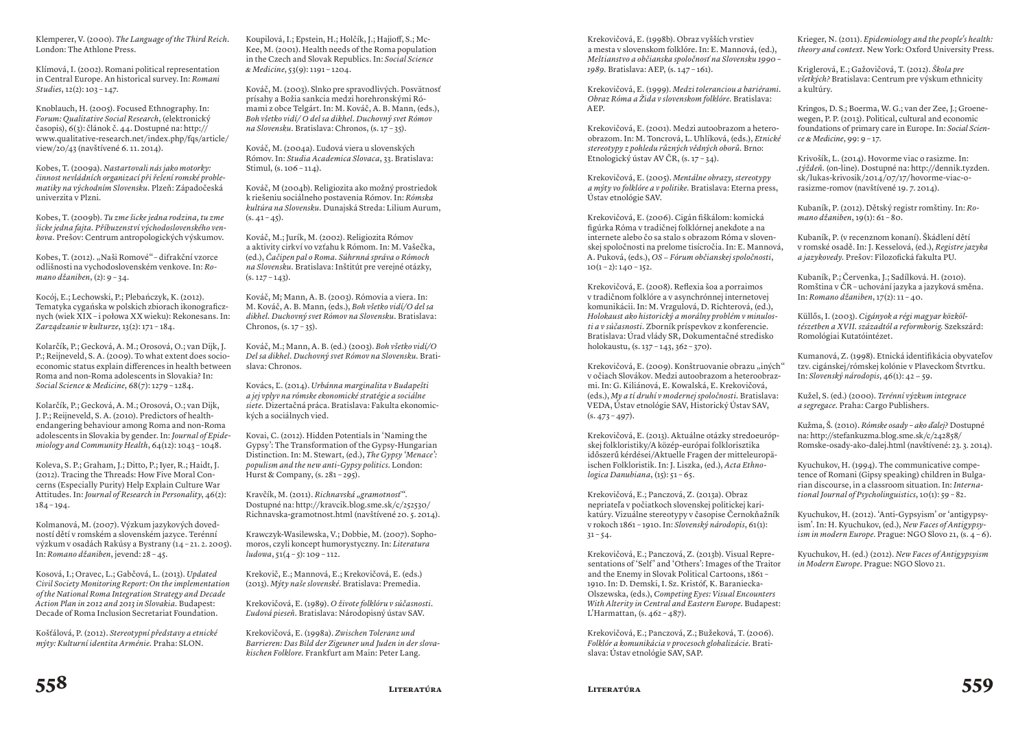Klemperer, V. (2000). *The Language of the Third Reich*. London: The Athlone Press.

Klímová, I. (2002). Romani political representation in Central Europe. An historical survey. In: *Romani Studies*, 12(2): 103 – 147.

Knoblauch, H. (2005). Focused Ethnography. In: *Forum: Qualitative Social Research*, (elektronický časopis), 6(3): článok č. 44. Dostupné na: http://www.qualitative-research.net/index.php/fqs/article/view/20/43 (navštívené 6. 11. 2014).

Kobes, T. (2009a). *Nastartovali nás jako motorky: činnost nevládních organizací při řešení romské problematiky na východním Slovensku*. Plzeň: Západočeská univerzita v Plzni.

Kobes, T. (2009b). *Tu zme šicke jedna rodzina, tu zme šicke jedna fajta. Příbuzenství východoslovenského venkova*. Prešov: Centrum antropologických výskumov.

Kobes, T. (2012). „Naši Romové" – difrakční vzorce odlišnosti na vychodoslovenském venkove. In: *Romano džaniben*, (2): 9 – 34.

Kocój, E.; Lechowski, P.; Plebańczyk, K. (2012). Tematyka cygańska w polskich zbiorach ikonograficznych (wiek XIX – i połowa XX wieku): Rekonensans. In: *Zarządzanie w kulturze*, 13(2): 171 – 184.

Kolarčík, P.; Gecková, A. M.; Orosová, O.; van Dijk, J. P.; Reijneveld, S. A. (2009). To what extent does socioeconomic status explain differences in health between Roma and non-Roma adolescents in Slovakia? In: *Social Science & Medicine*, 68(7): 1279 – 1284.

Kolarčík, P.; Gecková, A. M.; Orosová, O.; van Dijk, J. P.; Reijneveld, S. A. (2010). Predictors of health-endangering behaviour among Roma and non-Roma adolescents in Slovakia by gender. In: *Journal of Epidemiology and Community Health*, 64(12): 1043 – 1048.

Koleva, S. P.; Graham, J.; Ditto, P.; Iyer, R.; Haidt, J. (2012). Tracing the Threads: How Five Moral Concerns (Especially Purity) Help Explain Culture War Attitudes. In: *Journal of Research in Personality*, 46(2): 184 – 194.

Kolmanová, M. (2007). Výzkum jazykových dovedností dětí v romském a slovenském jazyce. Terénní výzkum v osadách Rakúsy a Bystrany (14 – 21. 2. 2005). In: *Romano džaniben*, jevend: 28 – 45.

Kosová, I.; Oravec, L.; Gabčová, L. (2013). *Updated Civil Society Monitoring Report: On the implementation of the National Roma Integration Strategy and Decade Action Plan in 2012 and 2013 in Slovakia*. Budapest: Decade of Roma Inclusion Secretariat Foundation.

Košťálová, P. (2012). *Stereotypní představy a etnické mýty: Kulturní identita Arménie*. Praha: SLON.

Koupilová, I.; Epstein, H.; Holčík, J.; Hajioff, S.; McKee, M. (2001). Health needs of the Roma population in the Czech and Slovak Republics. In: *Social Science & Medicine*, 53(9): 1191 – 1204.

Kováč, M. (2003). Slnko pre spravodlivých. Posvätnosť prísahy a Božia sankcia medzi horehronskými Rómami z obce Telgárt. In: M. Kováč, A. B. Mann, (eds.), *Boh všetko vidí/ O del sa dikhel. Duchovný svet Rómov na Slovensku*. Bratislava: Chronos, (s. 17 – 35).

Kováč, M. (2004a). Ľudová viera u slovenských Rómov. In: *Studia Academica Slovaca*, 33. Bratislava: Stimul, (s. 106 – 114).

Kováč, M (2004b). Religiozita ako možný prostriedok k riešeniu sociálneho postavenia Rómov. In: *Rómska kultúra na Slovensku*. Dunajská Streda: Lilium Aurum, (s. 41 – 45).

Kováč, M.; Jurík, M. (2002). Religiozita Rómov a aktivity cirkví vo vzťahu k Rómom. In: M. Vašečka, (ed.), *Čačipen pal o Roma. Súhrnná správa o Rómoch na Slovensku*. Bratislava: Inštitút pre verejné otázky, (s. 127 – 143).

Kováč, M; Mann, A. B. (2003). Rómovia a viera. In: M. Kováč, A. B. Mann, (eds.), *Boh všetko vidí/O del sa dikhel. Duchovný svet Rómov na Slovensku*. Bratislava: Chronos, (s. 17 – 35).

Kováč, M.; Mann, A. B. (ed.) (2003). *Boh všetko vidí/O Del sa dikhel. Duchovný svet Rómov na Slovensku*. Bratislava: Chronos.

Kovács, Ľ. (2014). *Urbánna marginalita v Budapešti a jej vplyv na rómske ekonomické stratégie a sociálne siete*. Dizertačná práca. Bratislava: Fakulta ekonomických a sociálnych vied.

Kovai, C. (2012). Hidden Potentials in 'Naming the Gypsy': The Transformation of the Gypsy-Hungarian Distinction. In: M. Stewart, (ed.), *The Gypsy 'Menace': populism and the new anti-Gypsy politics*. London: Hurst & Company, (s. 281 – 295).

Kravčík, M. (2011). *Richnavská „gramotnosť"*. Dostupné na: http://kravcik.blog.sme.sk/c/252530/Richnavska-gramotnost.html (navštívené 20. 5. 2014).

Krawczyk-Wasilewska, V.; Dobbie, M. (2007). Sophomoros, czyli koncept humorystyczny. In: *Literatura ludowa*, 51(4 – 5): 109 – 112.

Krekovič, E.; Mannová, E.; Krekovičová, E. (eds.) (2013). *Mýty naše slovenské*. Bratislava: Premedia.

Krekovičová, E. (1989). *O živote folklóru v súčasnosti. Ľudová pieseň*. Bratislava: Národopisný ústav SAV.

Krekovičová, E. (1998a). *Zwischen Toleranz und Barrieren: Das Bild der Zigeuner und Juden in der slovakischen Folklore*. Frankfurt am Main: Peter Lang.

Krekovičová, E. (1998b). Obraz vyšších vrstiev a mesta v slovenskom folklóre. In: E. Mannová, (ed.), *Meštianstvo a občianska spoločnosť na Slovensku 1990 – 1989*. Bratislava: AEP, (s. 147 – 161).

Krekovičová, E. (1999). *Medzi toleranciou a bariérami. Obraz Róma a Žida v slovenskom folklóre*. Bratislava: AEP.

Krekovičová, E. (2001). Medzi autoobrazom a heteroobrazom. In: M. Toncrová, L. Uhlíková, (eds.), *Etnické stereotypy z pohledu různých vědních oborů*. Brno: Etnologický ústav AV ČR, (s. 17 – 34).

Krekovičová, E. (2005). *Mentálne obrazy, stereotypy a mýty vo folklóre a v politike*. Bratislava: Eterna press, Ústav etnológie SAV.

Krekovičová, E. (2006). Cigán fiškálom: komická figúrka Róma v tradičnej folklórnej anekdote a na internete alebo čo sa stalo s obrazom Róma v slovenskej spoločnosti na prelome tisícročia. In: E. Mannová, A. Puková, (eds.), *OS – Fórum občianskej spoločnosti*, 10(1 – 2): 140 – 152.

Krekovičová, E. (2008). Reflexia šoa a porraimos v tradičnom folklóre a v asynchrónnej internetovej komunikácii. In: M. Vrzgulová, D. Richterová, (ed.), *Holokaust ako historický a morálny problém v minulosti a v súčasnosti*. Zborník príspevkov z konferencie. Bratislava: Úrad vlády SR, Dokumentačné stredisko holokaustu, (s. 137 – 143, 362 – 370).

Krekovičová, E. (2009). Konštruovanie obrazu „iných" v očiach Slovákov. Medzi autoobrazom a heteroobrazmi. In: G. Kiliánová, E. Kowalská, E. Krekovičová, (eds.), *My a tí druhí v modernej spoločnosti*. Bratislava: VEDA, Ústav etnológie SAV, Historický Ústav SAV, (s. 473 – 497).

Krekovičová, E. (2013). Aktuálne otázky stredoeurópskej folkloristiky/A közép-európai folklorisztika időszerű kérdései/Aktuelle Fragen der mitteleuropäischen Folkloristik. In: J. Liszka, (ed.), *Acta Ethnologica Danubiana*, (15): 51 – 65.

Krekovičová, E.; Panczová, Z. (2013a). Obraz nepriateľa v počiatkoch slovenskej politickej karikatúry. Vizuálne stereotypy v časopise Černokňažník v rokoch 1861 – 1910. In: *Slovenský národopis*, 61(1): 31 – 54.

Krekovičová, E.; Panczová, Z. (2013b). Visual Representations of 'Self' and 'Others': Images of the Traitor and the Enemy in Slovak Political Cartoons, 1861 – 1910. In: D. Demski, I. Sz. Kristóf, K. Baraniecka-Olszewska, (eds.), *Competing Eyes: Visual Encounters With Alterity in Central and Eastern Europe*. Budapest: L'Harmattan, (s. 462 – 487).

Krekovičová, E.; Panczová, Z.; Bužeková, T. (2006). *Folklór a komunikácia v procesoch globalizácie*. Bratislava: Ústav etnológie SAV, SAP.

Krieger, N. (2011). *Epidemiology and the people's health: theory and context*. New York: Oxford University Press.

Kriglerová, E.; Gažovičová, T. (2012). *Škola pre všetkých?* Bratislava: Centrum pre výskum ethnicity a kultúry.

Kringos, D. S.; Boerma, W. G.; van der Zee, J.; Groenewegen, P. P. (2013). Political, cultural and economic foundations of primary care in Europe. In: *Social Science & Medicine*, 99: 9 – 17.

Krivošík, L. (2014). Hovorme viac o rasizme. In: *.týždeň*. (on-line). Dostupné na: http://dennik.tyzden.sk/lukas-krivosik/2014/07/17/hovorme-viac-o-rasizme-romov (navštívené 19. 7. 2014).

Kubaník, P. (2012). Dětský registr romštiny. In: *Romano džaniben*, 19(1): 61 – 80.

Kubaník, P. (v recenznom konaní). Škádlení dětí v romské osadě. In: J. Kesselová, (ed.), *Registre jazyka a jazykovedy*. Prešov: Filozofická fakulta PU.

Kubaník, P.; Červenka, J.; Sadílková. H. (2010). Romština v ČR – uchování jazyka a jazyková směna. In: *Romano džaniben*, 17(2): 11 – 40.

Küllős, I. (2003). *Cigányok a régi magyar közköltészetben a XVII. századtól a reformkorig*. Szekszárd: Romológiai Kutatóintézet.

Kumanová, Z. (1998). Etnická identifikácia obyvateľov tzv. cigánskej/rómskej kolónie v Plaveckom Štvrtku. In: *Slovenský národopis*, 46(1): 42 – 59.

Kužel, S. (ed.) (2000). *Terénní výzkum integrace a segregace*. Praha: Cargo Publishers.

Kužma, Š. (2010). *Rómske osady – ako ďalej?* Dostupné na: http://stefankuzma.blog.sme.sk/c/242858/Romske-osady-ako-dalej.html (navštívené: 23. 3. 2014).

Kyuchukov, H. (1994). The communicative competence of Romani (Gipsy speaking) children in Bulgarian discourse, in a classroom situation. In: *International Journal of Psycholinguistics*, 10(1): 59 – 82.

Kyuchukov, H. (2012). 'Anti-Gypsyism' or 'antigypsyism'. In: H. Kyuchukov, (ed.), *New Faces of Antigypsyism in modern Europe*. Prague: NGO Slovo 21, (s. 4 – 6).

Kyuchukov, H. (ed.) (2012). *New Faces of Antigypsyism in Modern Europe*. Prague: NGO Slovo 21.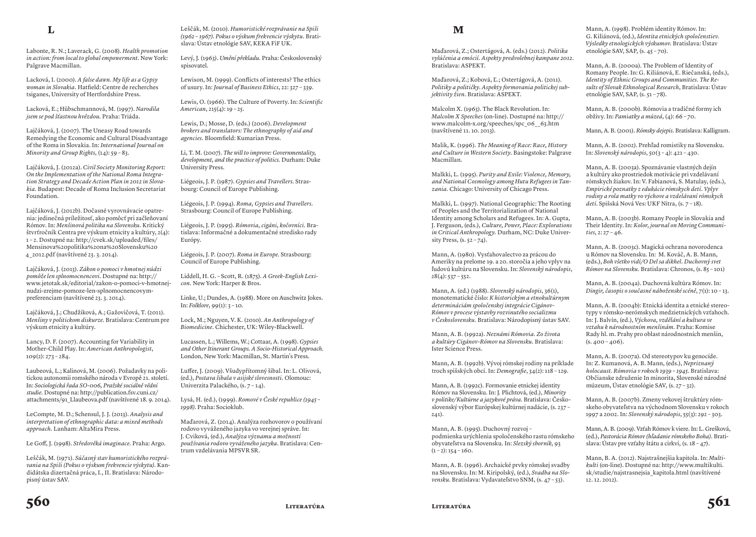# L

Labonte, R. N.; Laverack, G. (2008). *Health promotion in action: from local to global empowerment*. New York: Palgrave Macmillan.

Lacková, I. (2000). *A false dawn. My life as a Gypsy woman in Slovakia*. Hatfield: Centre de recherches tsiganes, University of Hertfordshire Press.

Lacková, E.; Hübschmannová, M. (1997). *Narodila jsem se pod šťastnou hvězdou*. Praha: Triáda.

Lajčáková, J. (2007). The Uneasy Road towards Remedying the Economic and Cultural Disadvantage of the Roma in Slovakia. In: *International Journal on Minority and Group Rights*, (14): 59 – 83.

Lajčáková, J. (2012a). *Civil Society Monitoring Report: On the Implementation of the National Roma Integration Strategy and Decade Action Plan in 2012 in Slovakia*. Budapest: Decade of Roma Inclusion Secretariat Foundation.

Lajčáková, J. (2012b). Dočasné vyrovnávacie opatrenia: jedinečná príležitosť, ako pomôcť pri začleňovaní Rómov. In: *Menšinová politika na Slovensku*. Kritický štvrťročník Centra pre výskum etnicity a kultúry, 2(4): 1 – 2. Dostupné na: http://cvek.sk/uploaded/files/Mensinova%20politika%20na%20Slovensku%204_2012.pdf (navštívené 23. 3. 2014).

Lajčáková, J. (2013). *Zákon o pomoci v hmotnej núdzi pomôže len splnomocnencovi*. Dostupné na: http://www.jetotak.sk/editorial/zakon-o-pomoci-v-hmotnej-nudzi-zrejme-pomoze-len-splnomocnencovym-preferenciam (navštívené 23. 3. 2014).

Lajčáková, J.; Chudžíková, A.; Gažovičová, T. (2011). *Menšiny v politickom diskurze*. Bratislava: Centrum pre výskum etnicity a kultúry.

Lancy, D. F. (2007). Accounting for Variability in Mother-Child Play. In: *American Anthropologist*, 109(2): 273 – 284.

Laubeová, L.; Kalinová, M. (2006). Požadavky na politickou autonomii romského národa v Evropě 21. století. In: *Sociologická řada SO-006, Pražské sociálně vědní studie*. Dostupné na: http://publication.fsv.cuni.cz/attachments/91_Llaubeova.pdf (navštívené 18. 9. 2014).

LeCompte, M. D.; Schensul, J. J. (2013). *Analysis and interpretation of ethnographic data: a mixed methods approach*. Lanham: AltaMira Press.

Le Goff, J. (1998). *Středověká imaginace*. Praha: Argo.

Leščák, M. (1971). *Súčasný stav humoristického rozprávania na Spiši (Pokus o výskum frekvencie výskytu)*. Kandidátska dizertačná práca, I., II. Bratislava: Národopisný ústav SAV.

Leščák, M. (2010). *Humoristické rozprávanie na Spiši (1962 – 1967). Pokus o výskum frekvencie výskytu*. Bratislava: Ústav etnológie SAV, KEKA FiF UK.

Levý, J. (1963). *Umění překladu*. Praha: Československý spisovatel.

Lewison, M. (1999). Conflicts of interests? The ethics of usury. In: *Journal of Business Ethics*, 22: 327 – 339.

Lewis, O. (1966). The Culture of Poverty. In: *Scientific American*, 215(4): 19 – 25.

Lewis, D.; Mosse, D. (eds.) (2006). *Development brokers and translators: The ethnography of aid and agencies*. Bloomfield: Kumarian Press.

Li, T. M. (2007). *The will to improve: Governmentality, development, and the practice of politics*. Durham: Duke University Press.

Liégeois, J. P. (1987). *Gypsies and Travellers*. Strasbourg: Council of Europe Publishing.

Liégeois, J. P. (1994). *Roma, Gypsies and Travellers*. Strasbourg: Council of Europe Publishing.

Liégeois, J. P. (1995). *Rómovia, cigáni, kočovníci*. Bratislava: Informačné a dokumentačné stredisko rady Európy.

Liégeois, J. P. (2007). *Roma in Europe*. Strasbourg: Council of Europe Publishing.

Liddell, H. G. – Scott, R. (1875). *A Greek-English Lexicon*. New York: Harper & Bros.

Linke, U.; Dundes, A. (1988). More on Auschwitz Jokes. In: *Folklore*, 99(1): 3 – 10.

Lock, M.; Nguyen, V. K. (2010). *An Anthropology of Biomedicine*. Chichester, UK: Wiley-Blackwell.

Lucassen, L.; Willems, W.; Cottaar, A. (1998). *Gypsies and Other Itinerant Groups. A Socio-Historical Approach*. London, New York: Macmillan, St. Martin's Press.

Luffer, J. (2009). Všudypřítomný šibal. In: L. Olivová, (ed.), *Postava šibala v asijské slovesnosti*. Olomouc: Univerzita Palackého, (s. 7 – 14).

Lysá, H. (ed.), (1999). *Romové v České republice (1945 – 1998)*. Praha: Socioklub.

Maďarová, Z. (2014). Analýza rozhovorov o používaní rodovo vyváženého jazyka vo verejnej správe. In: J. Cviková, (ed.), *Analýza významu a možností používania rodovo vyváženého jazyka*. Bratislava: Centrum vzdelávania MPSVR SR.

# M

Maďarová, Z.; Ostertágová, A. (eds.) (2012). *Politika vylúčenia a emócií. Aspekty predvolebnej kampane 2012*. Bratislava: ASPEKT.

Maďarová, Z.; Kobová, Ľ.; Ostertágová, A. (2011). *Politiky a političky. Aspekty formovania politickej subjektivity žien*. Bratislava: ASPEKT.

Malcolm X. (1963). The Black Revolution. In: *Malcolm X Speeches* (on-line). Dostupné na: http://www.malcolm-x.org/speeches/spc_06__63.htm (navštívené 11. 10. 2013).

Malik, K. (1996). *The Meaning of Race: Race, History and Culture in Western Society*. Basingstoke: Palgrave Macmillan.

Malkki, L. (1995). *Purity and Exile: Violence, Memory, and National Cosmology among Hutu Refugees in Tanzania*. Chicago: University of Chicago Press.

Malkki, L. (1997). National Geographic: The Rooting of Peoples and the Territorialization of National Identity among Scholars and Refugees. In: A. Gupta, J. Ferguson, (eds.), *Culture, Power, Place: Explorations in Critical Anthropology*. Durham, NC: Duke University Press, (s. 52 – 74).

Mann, A. (1980). Vysťahovalectvo za prácou do Ameriky na prelome 19. a 20. storočia a jeho vplyv na ľudovú kultúru na Slovensku. In: *Slovenský národopis*, 28(4): 537 – 552.

Mann, A. (ed.) (1988). *Slovenský národopis*, 36(1), monotematické číslo: *K historickým a etnokultúrnym determináciám spoločenskej integrácie Cigánov-Rómov v procese výstavby rozvinutého socializmu v Československu*. Bratislava: Národopisný ústav SAV.

Mann, A. B. (1992a). *Neznámi Rómovia. Zo života a kultúry Cigánov-Rómov na Slovensku*. Bratislava: Ister Science Press.

Mann, A. B. (1992b). Vývoj rómskej rodiny na príklade troch spišských obcí. In: *Demografie*, 34(2): 118 – 129.

Mann, A. B. (1992c). Formovanie etnickej identity Rómov na Slovensku. In: J. Plichtová, (ed.), *Minority v politike/Kultúrne a jazykové práva*. Bratislava: Československý výbor Európskej kultúrnej nadácie, (s. 237 – 241).

Mann, A. B. (1995). Duchovný rozvoj – podmienka urýchlenia spoločenského rastu rómskeho obyvateľstva na Slovensku. In: *Slezský sborník*, 93 (1 – 2): 154 – 160.

Mann, A. B. (1996). Archaické prvky rómskej svadby na Slovensku. In: M. Kiripolský, (ed.), *Svadba na Slovensku*. Bratislava: Vydavateľstvo SNM, (s. 47 – 53).

Mann, A. (1998). Problém identity Rómov. In: G. Kiliánová, (ed.), *Identita etnických spoločenstiev. Výsledky etnologických výskumov*. Bratislava: Ústav etnológie SAV, SAP, (s. 45 – 70).

Mann, A. B. (2000a). The Problem of Identity of Romany People. In: G. Kiliánová, E. Riečanská, (eds.), *Identity of Ethnic Groups and Communities. The Results of Slovak Ethnological Research*, Bratislava: Ústav etnológie SAV, SAP, (s. 51 – 78).

Mann, A. B. (2000b). Rómovia a tradičné formy ich obživy. In: *Pamiatky a múzeá*, (4): 66 – 70.

Mann, A. B. (2001). *Rómsky dejepis*. Bratislava: Kalligram.

Mann, A. B. (2002). Prehľad romistiky na Slovensku. In: *Slovenský národopis*, 50(3 – 4): 421 – 430.

Mann, A. B. (2003a). Spoznávanie vlastných dejín a kultúry ako prostriedok motivácie pri vzdelávaní rómskych žiakov. In: V. Fabianová, S. Matulay, (eds.), *Empirické poznatky z edukácie rómskych detí. Vplyv rodiny a rola matky vo výchove a vzdelávaní rómskych detí*. Spišská Nová Ves: UKF Nitra, (s. 7 – 18).

Mann, A. B. (2003b). Romany People in Slovakia and Their Identity. In: *Kolor, journal on Moving Communities*, 2: 27 – 46.

Mann, A. B. (2003c). Magická ochrana novorodenca u Rómov na Slovensku. In: M. Kováč, A. B. Mann, (eds.), *Boh všetko vidí/O Del sa dikhel. Duchovný svet Rómov na Slovensku*. Bratislava: Chronos, (s. 85 – 101)

Mann, A. B. (2004a). Duchovná kultúra Rómov. In: *Dingir, časopis o současné náboženské scéně*, 7(1): 10 – 13.

Mann, A. B. (2004b): Etnická identita a etnické stereotypy v rómsko-nerómskych medzietnických vzťahoch. In: J. Balvín, (ed.), *Výchova, vzdělání a kultura ve vztahu k národnostním menšinám*. Praha: Komise Rady hl. m. Prahy pro oblast národnostních menšin, (s. 400 – 406).

Mann, A. B. (2007a). Od stereotypov ku genocíde. In: Z. Kumanová, A. B. Mann, (eds.), *Nepriznaný holocaust. Rómovia v rokoch 1939 – 1945*. Bratislava: Občianske združenie In minorita, Slovenské národné múzeum, Ústav etnológie SAV, (s. 27 – 32).

Mann, A. B. (2007b). Zmeny vekovej štruktúry rómskeho obyvateľstva na východnom Slovensku v rokoch 1997 a 2002. In: *Slovenský národopis*, 55(3): 292 – 303.

Mann, A. B. (2009). Vzťah Rómov k viere. In: L. Grešková, (ed.), *Pastorácia Rómov (hľadanie rómskeho Boha)*. Bratislava: Ústav pre vzťahy štátu a cirkví, (s. 18 – 47).

Mann, B. A. (2012). Najstrašnejšia kapitola. In: *Multikulti* (on-line). Dostupné na: http://www.multikulti.sk/studie/najstrasnejsia_kapitola.html (navštívené 12. 12. 2012).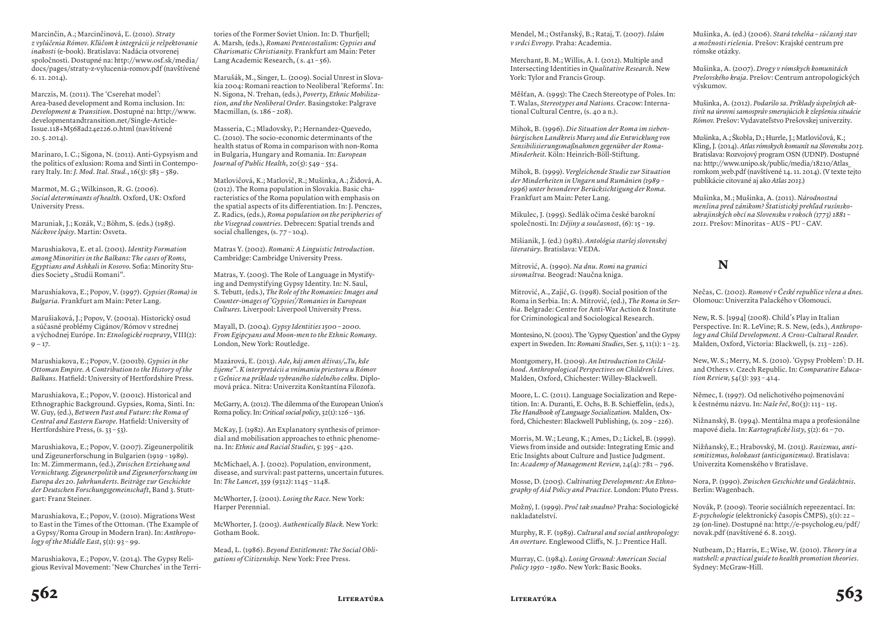Marcinčin, A.; Marcinčinová, Ľ. (2010). *Straty z vylúčenia Rómov. Kľúčom k integrácii je rešpektovanie inakosti* (e-book). Bratislava: Nadácia otvorenej spoločnosti. Dostupné na: http://www.osf.sk/media/docs/pages/straty-z-vylucenia-romov.pdf (navštívené 6. 11. 2014).

Marczis, M. (2011). The 'Cserehat model': Area-based development and Roma inclusion. In: *Development & Transition*. Dostupné na: http://www.developmentandtransition.net/Single-Article-Issue.118+M568ad24e226.0.html (navštívené 20. 5. 2014).

Marinaro, I. C.; Sigona, N. (2011). Anti-Gypsyism and the politics of exlusion: Roma and Sinti in Contemporary Italy. In: *J. Mod. Ital. Stud.*, 16(5): 583 – 589.

Marmot, M. G.; Wilkinson, R. G. (2006). *Social determinants of health*. Oxford, UK: Oxford University Press.

Maruniak, J.; Kozák, V.; Böhm, S. (eds.) (1985). *Náckove špásy*. Martin: Osveta.

Marushiakova, E. et al. (2001). *Identity Formation among Minorities in the Balkans: The cases of Roms, Egyptians and Ashkali in Kosovo*. Sofia: Minority Studies Society „Studii Romani".

Marushiakova, E.; Popov, V. (1997). *Gypsies (Roma) in Bulgaria*. Frankfurt am Main: Peter Lang.

Marušiaková, J.; Popov, V. (2001a). Historický osud a súčasné problémy Cigánov/Rómov v strednej a východnej Európe. In: *Etnologické rozpravy*, VIII(2): 9 – 17.

Marushiakova, E.; Popov, V. (2001b). *Gypsies in the Ottoman Empire. A Contribution to the History of the Balkans*. Hatfield: University of Hertfordshire Press.

Marushiakova, E.; Popov, V. (2001c). Historical and Ethnographic Background. Gypsies, Roma, Sinti. In: W. Guy, (ed.), *Between Past and Future: the Roma of Central and Eastern Europe*. Hatfield: University of Hertfordshire Press, (s. 33 – 53).

Marushiakova, E.; Popov, V. (2007). Zigeunerpolitik und Zigeunerforschung in Bulgarien (1919 – 1989). In: M. Zimmermann, (ed.), *Zwischen Erziehung und Vernichtung. Zigeunerpolitik und Zigeunerforschung im Europa des 20. Jahrhunderts. Beiträge zur Geschichte der Deutschen Forschungsgemeinschaft*, Band 3. Stuttgart: Franz Steiner.

Marushiakova, E.; Popov, V. (2010). Migrations West to East in the Times of the Ottoman. (The Example of a Gypsy/Roma Group in Modern Iran). In: *Anthropology of the Middle East*, 5(1): 93 – 99.

Marushiakova, E.; Popov, V. (2014). The Gypsy Religious Revival Movement: 'New Churches' in the Territories of the Former Soviet Union. In: D. Thurfjell; A. Marsh, (eds.), *Romani Pentecostalism: Gypsies and Charismatic Christianity*. Frankfurt am Main: Peter Lang Academic Research, ( s. 41 – 56).

Marušák, M., Singer, L. (2009). Social Unrest in Slovakia 2004: Romani reaction to Neoliberal 'Reforms'. In: N. Sigona, N. Trehan, (eds.), *Poverty, Ethnic Mobilization, and the Neoliberal Order*. Basingstoke: Palgrave Macmillan, (s. 186 – 208).

Masseria, C.; Mladovsky, P.; Hernandez-Quevedo, C. (2010). The socio-economic determinants of the health status of Roma in comparison with non-Roma in Bulgaria, Hungary and Romania. In: *European Journal of Public Health*, 20(5): 549 – 554.

Matlovičová, K.; Matlovič, R.; Mušinka, A.; Židová, A. (2012). The Roma population in Slovakia. Basic characteristics of the Roma population with emphasis on the spatial aspects of its differentiation. In: J. Penczes, Z. Radics, (eds.), *Roma population on the peripheries of the Visegrad countries*. Debrecen: Spatial trends and social challenges, (s. 77 – 104).

Matras Y. (2002). *Romani: A Linguistic Introduction*. Cambridge: Cambridge University Press.

Matras, Y. (2005). The Role of Language in Mystifying and Demystifying Gypsy Identity. In: N. Saul, S. Tebutt, (eds.), *The Role of the Romanies: Images and Counter-images of 'Gypsies'/Romanies in European Cultures*. Liverpool: Liverpool University Press.

Mayall, D. (2004). *Gypsy Identities 1500 – 2000. From Egipcyans and Moon-men to the Ethnic Romany*. London, New York: Routledge.

Mazárová, E. (2013). *Ade, káj amen dživas/„Tu, kde žijeme". K interpretácii a vnímaniu priestoru u Rómov z Gelnice na príklade vybraného sídelného celku*. Diplomová práca. Nitra: Univerzita Konštantína Filozofa.

McGarry, A. (2012). The dilemma of the European Union's Roma policy. In: *Critical social policy*, 32(1): 126 – 136.

McKay, J. (1982). An Explanatory synthesis of primordial and mobilisation approaches to ethnic phenomena. In: *Ethnic and Racial Studies*, 5: 395 – 420.

McMichael, A. J. (2002). Population, environment, disease, and survival: past patterns, uncertain futures. In: *The Lancet*, 359 (9312): 1145 – 1148.

McWhorter, J. (2001). *Losing the Race*. New York: Harper Perennial.

McWhorter, J. (2003). *Authentically Black*. New York: Gotham Book.

Mead, L. (1986). *Beyond Entitlement: The Social Obligations of Citizenship*. New York: Free Press.

Mendel, M.; Ostřanský, B.; Rataj, T. (2007). *Islám v srdci Evropy*. Praha: Academia.

Merchant, B. M.; Willis, A. I. (2012). Multiple and Intersecting Identities in *Qualitative Research*. New York: Tylor and Francis Group.

Měšťan, A. (1995): The Czech Stereotype of Poles. In: T. Walas, *Stereotypes and Nations*. Cracow: International Cultural Centre, (s. 40 a n.).

Mihok, B. (1996). *Die Situation der Roma im siebenbürgischen Landkreis Mureş und die Entwicklung von Sensibilisierungsmaßnahmen gegenüber der Roma-Minderheit*. Köln: Heinrich-Böll-Stiftung.

Mihok, B. (1999). *Vergleichende Studie zur Situation der Minderheiten in Ungarn und Rumänien (1989 – 1996) unter besonderer Berücksichtigung der Roma*. Frankfurt am Main: Peter Lang.

Mikulec, J. (1995). Sedlák očima české barokní společnosti. In: *Dějiny a současnost*, (6): 15 – 19.

Mišianik, J. (ed.) (1981). *Antológia staršej slovenskej literatúry*. Bratislava: VEDA.

Mitrović, A. (1990). *Na dnu. Romi na granici siromaštva*. Beograd: Naučna kniga.

Mitrović, A., Zajić, G. (1998). Social position of the Roma in Serbia. In: A. Mitrović, (ed.), *The Roma in Serbia*. Belgrade: Centre for Anti-War Action & Institute for Criminological and Sociological Research.

Montesino, N. (2001). The 'Gypsy Question' and the Gypsy expert in Sweden. In: *Romani Studies*, Ser. 5, 11(1): 1 – 23.

Montgomery, H. (2009). *An Introduction to Childhood. Anthropological Perspectives on Children's Lives*. Malden, Oxford, Chichester: Willey-Blackwell.

Moore, L. C. (2011). Language Socialization and Repetition. In: A. Duranti, E. Ochs, B. B. Schieffelin, (eds.), *The Handbook of Language Socialization*. Malden, Oxford, Chichester: Blackwell Publishing, (s. 209 – 226).

Morris, M. W.; Leung, K.; Ames, D.; Lickel, B. (1999). Views from inside and outside: Integrating Emic and Etic Insights about Culture and Justice Judgment. In: *Academy of Management Review*, 24(4): 781 – 796.

Mosse, D. (2005). *Cultivating Development: An Ethnography of Aid Policy and Practice*. London: Pluto Press.

Možný, I. (1999). *Proč tak snadno?* Praha: Sociologické nakladatelství.

Murphy, R. F. (1989). *Cultural and social anthropology: An overture*. Englewood Cliffs, N. J.: Prentice Hall.

Murray, C. (1984). *Losing Ground: American Social Policy 1950 – 1980*. New York: Basic Books.

Mušinka, A. (ed.) (2006). *Stará tehelňa – súčasný stav a možnosti riešenia*. Prešov: Krajské centrum pre rómske otázky.

Mušinka, A. (2007). *Drogy v rómskych komunitách Prešovského kraja*. Prešov: Centrum antropologických výskumov.

Mušinka, A. (2012). *Podarilo sa. Príklady úspešných aktivít na úrovni samospráv smerujúcich k zlepšeniu situácie Rómov*. Prešov: Vydavateľstvo Prešovskej univerzity.

Mušinka, A.; Škobla, D.; Hurrle, J.; Matlovičová, K.; Kling, J. (2014). *Atlas rómskych komunít na Slovensku 2013*. Bratislava: Rozvojový program OSN (UDNP). Dostupné na: http://www.unipo.sk/public/media/18210/Atlas_romkom_web.pdf (navštívené 14. 11. 2014). (V texte tejto publikácie citované aj ako *Atlas 2013*.)

Mušinka, M.; Mušinka, A. (2011). *Národnostná menšina pred zánikom? Štatistický prehľad rusínsko-ukrajinských obcí na Slovensku v rokoch (1773) 1881 – 2011*. Prešov: Minoritas – AUS – PU – CAV.

## N

Nečas, C. (2002). *Romové v České republice včera a dnes*. Olomouc: Univerzita Palackého v Olomouci.

New, R. S. [1994] (2008). Child's Play in Italian Perspective. In: R. LeVine; R. S. New, (eds.), *Anthropology and Child Development. A Cross-Cultural Reader*. Malden, Oxford, Victoria: Blackwell, (s. 213 – 226).

New, W. S.; Merry, M. S. (2010). 'Gypsy Problem': D. H. and Others v. Czech Republic. In: *Comparative Education Review*, 54(3): 393 – 414.

Němec, I. (1997). Od nelichotivého pojmenování k čestnému názvu. In: *Naše řeč*, 80(3): 113 – 115.

Nižnanský, B. (1994). Mentálna mapa a profesionálne mapové diela. In: *Kartografické listy*, 5(2): 61 – 70.

Nižňanský, E.; Hrabovský, M. (2013). *Rasizmus, antisemitizmus, holokaust (anticiganizmus)*. Bratislava: Univerzita Komenského v Bratislave.

Nora, P. (1990). *Zwischen Geschichte und Gedächtnis*. Berlin: Wagenbach.

Novák, P. (2009). Teorie sociálních reprezentací. In: *E-psychologie* (elektronický časopis ČMPS), 3(1): 22 – 29 (on-line). Dostupné na: http://e-psycholog.eu/pdf/novak.pdf (navštívené 6. 8. 2015).

Nutbeam, D.; Harris, E.; Wise, W. (2010). *Theory in a nutshell: a practical guide to health promotion theories*. Sydney: McGraw-Hill.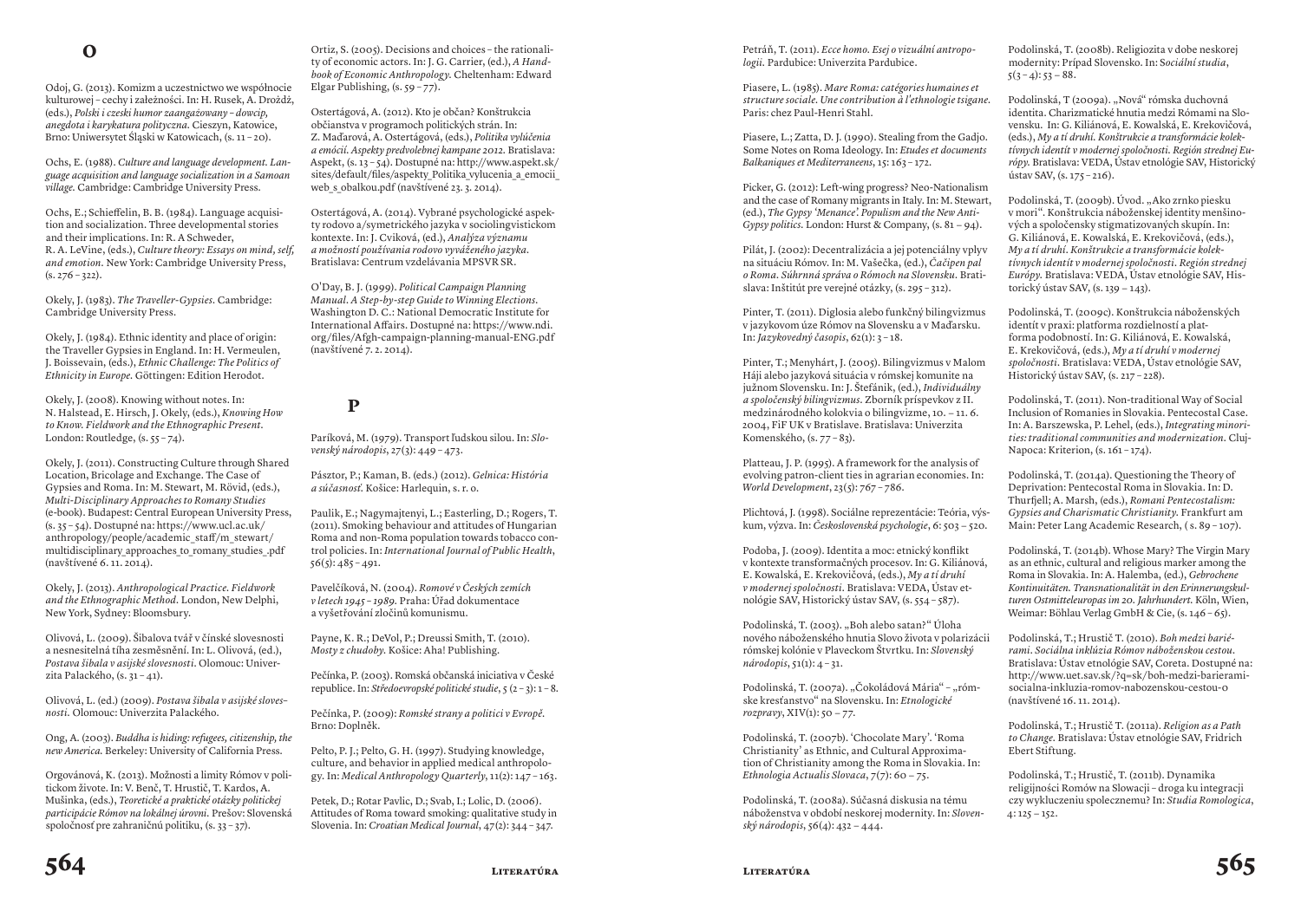## O

Odoj, G. (2013). Komizm a uczestnictwo we wspólnocie kulturowej – cechy i zależności. In: H. Rusek, A. Drożdż, (eds.), *Polski i czeski humor zaangażowany – dowcip, anegdota i karykatura polityczna*. Cieszyn, Katowice, Brno: Uniwersytet Śląski w Katowicach, (s. 11 – 20).

Ochs, E. (1988). *Culture and language development. Language acquisition and language socialization in a Samoan village*. Cambridge: Cambridge University Press.

Ochs, E.; Schieffelin, B. B. (1984). Language acquisition and socialization. Three developmental stories and their implications. In: R. A Schweder, R. A. LeVine, (eds.), *Culture theory: Essays on mind, self, and emotion*. New York: Cambridge University Press, (s. 276 – 322).

Okely, J. (1983). *The Traveller-Gypsies*. Cambridge: Cambridge University Press.

Okely, J. (1984). Ethnic identity and place of origin: the Traveller Gypsies in England. In: H. Vermeulen, J. Boissevain, (eds.), *Ethnic Challenge: The Politics of Ethnicity in Europe*. Göttingen: Edition Herodot.

Okely, J. (2008). Knowing without notes. In: N. Halstead, E. Hirsch, J. Okely, (eds.), *Knowing How to Know. Fieldwork and the Ethnographic Present*. London: Routledge, (s. 55 – 74).

Okely, J. (2011). Constructing Culture through Shared Location, Bricolage and Exchange. The Case of Gypsies and Roma. In: M. Stewart, M. Rövid, (eds.), *Multi-Disciplinary Approaches to Romany Studies* (e-book). Budapest: Central European University Press, (s. 35 – 54). Dostupné na: https://www.ucl.ac.uk/anthropology/people/academic_staff/m_stewart/multidisciplinary_approaches_to_romany_studies_.pdf (navštívené 6. 11. 2014).

Okely, J. (2013). *Anthropological Practice. Fieldwork and the Ethnographic Method*. London, New Delphi, New York, Sydney: Bloomsbury.

Olivová, L. (2009). Šibalova tvář v čínské slovesnosti a nesnesitelná tíha zesměšnění. In: L. Olivová, (ed.), *Postava šibala v asijské slovesnosti*. Olomouc: Univerzita Palackého, (s. 31 – 41).

Olivová, L. (ed.) (2009). *Postava šibala v asijské slovesnosti*. Olomouc: Univerzita Palackého.

Ong, A. (2003). *Buddha is hiding: refugees, citizenship, the new America*. Berkeley: University of California Press.

Orgovánová, K. (2013). Možnosti a limity Rómov v politickom živote. In: V. Benč, T. Hrustič, T. Kardos, A. Mušinka, (eds.), *Teoretické a praktické otázky politickej participácie Rómov na lokálnej úrovni*. Prešov: Slovenská spoločnosť pre zahraničnú politiku, (s. 33 – 37).

Ortiz, S. (2005). Decisions and choices – the rationality of economic actors. In: J. G. Carrier, (ed.), *A Handbook of Economic Anthropology*. Cheltenham: Edward Elgar Publishing, (s. 59 – 77).

Ostertágová, A. (2012). Kto je občan? Konštrukcia občianstva v programoch politických strán. In: Z. Maďarová, A. Ostertágová, (eds.), *Politika vylúčenia a emócií. Aspekty predvolebnej kampane 2012*. Bratislava: Aspekt, (s. 13 – 54). Dostupné na: http://www.aspekt.sk/sites/default/files/aspekty_Politika_vylucenia_a_emocii_web_s_obalkou.pdf (navštívené 23. 3. 2014).

Ostertágová, A. (2014). Vybrané psychologické aspekty rodovo a/symetrického jazyka v sociolingvistickom kontexte. In: J. Cviková, (ed.), *Analýza významu a možností používania rodovo vyváženého jazyka*. Bratislava: Centrum vzdelávania MPSVR SR.

O'Day, B. J. (1999). *Political Campaign Planning Manual. A Step-by-step Guide to Winning Elections*. Washington D. C.: National Democratic Institute for International Affairs. Dostupné na: https://www.ndi.org/files/Afgh-campaign-planning-manual-ENG.pdf (navštívené 7. 2. 2014).

## P

Paríková, M. (1979). Transport ľudskou silou. In: *Slovenský národopis*, 27(3): 449 – 473.

Pásztor, P.; Kaman, B. (eds.) (2012). *Gelnica: História a súčasnosť*. Košice: Harlequin, s. r. o.

Paulik, E.; Nagymajtenyi, L.; Easterling, D.; Rogers, T. (2011). Smoking behaviour and attitudes of Hungarian Roma and non-Roma population towards tobacco control policies. In: *International Journal of Public Health*, 56(5): 485 – 491.

Pavelčíková, N. (2004). *Romové v Českých zemích v letech 1945 – 1989*. Praha: Úřad dokumentace a vyšetřování zločinů komunismu.

Payne, K. R.; DeVol, P.; Dreussi Smith, T. (2010). *Mosty z chudoby*. Košice: Aha! Publishing.

Pečínka, P. (2003). Romská občanská iniciativa v České republice. In: *Středoevropské politické studie*, 5 (2 – 3): 1 – 8.

Pečínka, P. (2009): *Romské strany a politici v Evropě*. Brno: Doplněk.

Pelto, P. J.; Pelto, G. H. (1997). Studying knowledge, culture, and behavior in applied medical anthropology. In: *Medical Anthropology Quarterly*, 11(2): 147 – 163.

Petek, D.; Rotar Pavlic, D.; Svab, I.; Lolic, D. (2006). Attitudes of Roma toward smoking: qualitative study in Slovenia. In: *Croatian Medical Journal*, 47(2): 344 – 347.

Petráň, T. (2011). *Ecce homo. Esej o vizuální antropologii*. Pardubice: Univerzita Pardubice.

Piasere, L. (1985). *Mare Roma: catégories humaines et structure sociale. Une contribution à l'ethnologie tsigane*. Paris: chez Paul-Henri Stahl.

Piasere, L.; Zatta, D. J. (1990). Stealing from the Gadjo. Some Notes on Roma Ideology. In: *Etudes et documents Balkaniques et Mediterraneens*, 15: 163 – 172.

Picker, G. (2012): Left-wing progress? Neo-Nationalism and the case of Romany migrants in Italy. In: M. Stewart, (ed.), *The Gypsy 'Menance'. Populism and the New Anti-Gypsy politics*. London: Hurst & Company, (s. 81 – 94).

Pilát, J. (2002): Decentralizácia a jej potenciálny vplyv na situáciu Rómov. In: M. Vašečka, (ed.), *Čačipen pal o Roma. Súhrnná správa o Rómoch na Slovensku*. Bratislava: Inštitút pre verejné otázky, (s. 295 – 312).

Pinter, T. (2011). Diglosia alebo funkčný bilingvizmus v jazykovom úze Rómov na Slovensku a v Maďarsku. In: *Jazykovedný časopis*, 62(1): 3 – 18.

Pinter, T.; Menyhárt, J. (2005). Bilingvizmus v Malom Háji alebo jazyková situácia v rómskej komunite na južnom Slovensku. In: J. Štefánik, (ed.), *Individuálny a spoločenský bilingvizmus*. Zborník príspevkov z II. medzinárodného kolokvia o bilingvizme, 10. – 11. 6. 2004, FiF UK v Bratislave. Bratislava: Univerzita Komenského, (s. 77 – 83).

Platteau, J. P. (1995). A framework for the analysis of evolving patron-client ties in agrarian economies. In: *World Development*, 23(5): 767 – 786.

Plichtová, J. (1998). Sociálne reprezentácie: Teória, výskum, výzva. In: *Československá psychologie*, 6: 503 – 520.

Podoba, J. (2009). Identita a moc: etnický konflikt v kontexte transformačných procesov. In: G. Kiliánová, E. Kowalská, E. Krekovičová, (eds.), *My a tí druhí v modernej spoločnosti*. Bratislava: VEDA, Ústav etnológie SAV, Historický ústav SAV, (s. 554 – 587).

Podolinská, T. (2003). „Boh alebo satan?" Úloha nového náboženského hnutia Slovo života v polarizácii rómskej kolónie v Plaveckom Štvrtku. In: *Slovenský národopis*, 51(1): 4 – 31.

Podolinská, T. (2007a). „Čokoládová Mária" – „rómske kresťanstvo" na Slovensku. In: *Etnologické rozpravy*, XIV(1): 50 – 77.

Podolinská, T. (2007b). 'Chocolate Mary'. 'Roma Christianity' as Ethnic, and Cultural Approximation of Christianity among the Roma in Slovakia. In: *Ethnologia Actualis Slovaca*, 7(7): 60 – 75.

Podolinská, T. (2008a). Súčasná diskusia na tému náboženstva v období neskorej modernity. In: *Slovenský národopis*, 56(4): 432 – 444.

Podolinská, T. (2008b). Religiozita v dobe neskorej modernity: Prípad Slovensko. In: *Sociální studia*, 5(3 – 4): 53 – 88.

Podolinská, T (2009a). „Nová" rómska duchovná identita. Charizmatické hnutia medzi Rómami na Slovensku. In: G. Kiliánová, E. Kowalská, E. Krekovičová, (eds.), *My a tí druhí. Konštrukcie a transformácie kolektívnych identít v modernej spoločnosti. Región strednej Európy*. Bratislava: VEDA, Ústav etnológie SAV, Historický ústav SAV, (s. 175 – 216).

Podolinská, T. (2009b). Úvod. „Ako zrnko piesku v mori". Konštrukcia náboženskej identity menšinových a spoločensky stigmatizovaných skupín. In: G. Kiliánová, E. Kowalská, E. Krekovičová, (eds.), *My a tí druhí. Konštrukcie a transformácie kolektívnych identít v modernej spoločnosti. Región strednej Európy*. Bratislava: VEDA, Ústav etnológie SAV, Historický ústav SAV, (s. 139 – 143).

Podolinská, T. (2009c). Konštrukcia náboženských identít v praxi: platforma rozdielností a platforma podobností. In: G. Kiliánová, E. Kowalská, E. Krekovičová, (eds.), *My a tí druhí v modernej spoločnosti*. Bratislava: VEDA, Ústav etnológie SAV, Historický ústav SAV, (s. 217 – 228).

Podolinská, T. (2011). Non-traditional Way of Social Inclusion of Romanies in Slovakia. Pentecostal Case. In: A. Barszewska, P. Lehel, (eds.), *Integrating minorities: traditional communities and modernization*. Cluj-Napoca: Kriterion, (s. 161 – 174).

Podolinská, T. (2014a). Questioning the Theory of Deprivation: Pentecostal Roma in Slovakia. In: D. Thurfjell; A. Marsh, (eds.), *Romani Pentecostalism: Gypsies and Charismatic Christianity*. Frankfurt am Main: Peter Lang Academic Research, ( s. 89 – 107).

Podolinská, T. (2014b). Whose Mary? The Virgin Mary as an ethnic, cultural and religious marker among the Roma in Slovakia. In: A. Halemba, (ed.), *Gebrochene Kontinuitäten. Transnationalität in den Erinnerungskulturen Ostmitteleuropas im 20. Jahrhundert*. Köln, Wien, Weimar: Böhlau Verlag GmbH & Cie, (s. 146 – 65).

Podolinská, T.; Hrustič T. (2010). *Boh medzi bariérami. Sociálna inklúzia Rómov náboženskou cestou*. Bratislava: Ústav etnológie SAV, Coreta. Dostupné na: http://www.uet.sav.sk/?q=sk/boh-medzi-barierami-socialna-inkluzia-romov-nabozenskou-cestou-0 (navštívené 16. 11. 2014).

Podolinská, T.; Hrustič T. (2011a). *Religion as a Path to Change*. Bratislava: Ústav etnológie SAV, Fridrich Ebert Stiftung.

Podolinská, T.; Hrustič, T. (2011b). Dynamika religijności Romów na Słowacji – droga ku integracji czy wykluczeniu spolecznemu? In: *Studia Romologica*, 4: 125 – 152.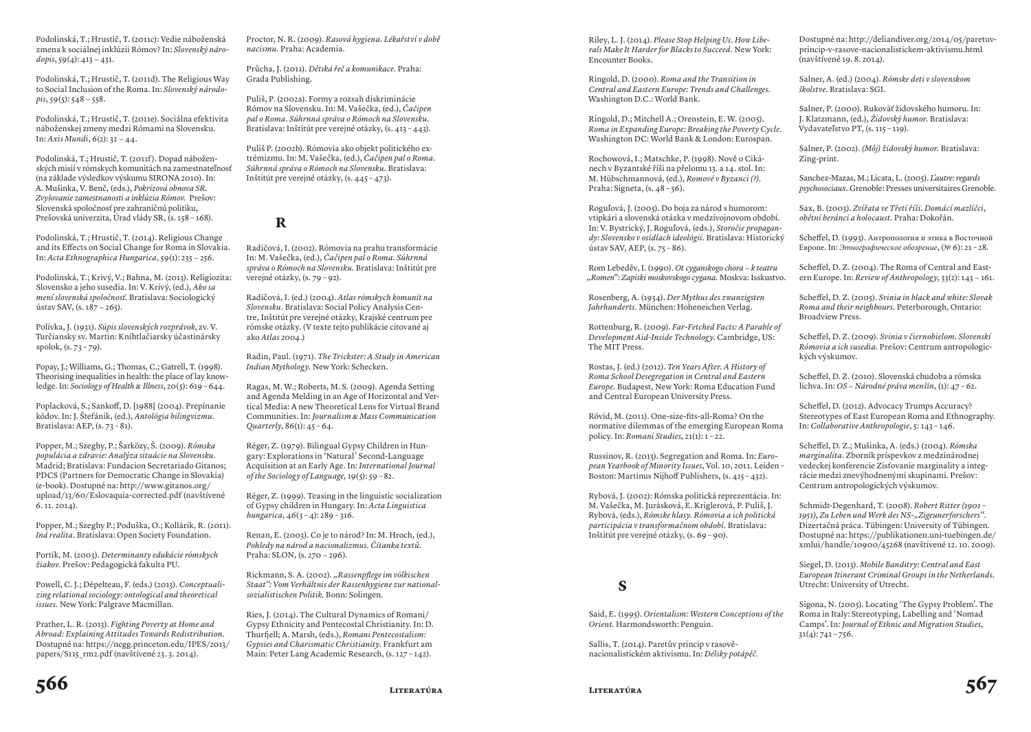Podolinská, T.; Hrustič, T. (2011c): Vedie náboženská zmena k sociálnej inklúzii Rómov? In: *Slovenský národopis*, 59(4): 413 – 431.

Podolinská, T.; Hrustič, T. (2011d). The Religious Way to Social Inclusion of the Roma. In: *Slovenský národopis*, 59(5): 548 – 558.

Podolinská, T.; Hrustič, T. (2011e). Sociálna efektivita náboženskej zmeny medzi Rómami na Slovensku. In: *Axis Mundi*, 6(2): 32 – 44.

Podolinská, T.; Hrustič, T. (2011f). Dopad náboženských misií v rómskych komunitách na zamestnateľnosť (na základe výsledkov výskumu SIRONA 2010). In: A. Mušinka, V. Benč, (eds.), *Pokrízová obnova SR. Zvyšovanie zamestnanosti a inklúzia Rómov*. Prešov: Slovenská spoločnosť pre zahraničnú politiku, Prešovská univerzita, Úrad vlády SR, (s. 158 – 168).

Podolinská, T.; Hrustič, T. (2014). Religious Change and its Effects on Social Change for Roma in Slovakia. In: *Acta Ethnographica Hungarica*, 59(1): 235 – 256.

Podolinská, T.; Krivý, V.; Bahna, M. (2013). Religiozita: Slovensko a jeho susedia. In: V. Krivý, (ed.), *Ako sa mení slovenská spoločnosť*. Bratislava: Sociologický ústav SAV, (s. 187 – 265).

Polívka, J. (1931). *Súpis slovenských rozprávok*, zv. V. Turčiansky sv. Martin: Kníhtlačiarsky účastinársky spolok, (s. 73 – 79).

Popay, J.; Williams, G.; Thomas, C.; Gatrell, T. (1998). Theorising inequalities in health: the place of lay knowledge. In: *Sociology of Health & Illness*, 20(5): 619 – 644.

Poplacková, S.; Sankoff, D. [1988] (2004). Prepínanie kódov. In: J. Štefánik, (ed.), *Antológia bilingvizmu*. Bratislava: AEP, (s. 73 – 81).

Popper, M.; Szeghy, P.; Šarközy, Š. (2009). *Rómska populácia a zdravie: Analýza situácie na Slovensku*. Madrid; Bratislava: Fundacion Secretariado Gitanos; PDCS (Partners for Democratic Change in Slovakia) (e-book). Dostupné na: http://www.gitanos.org/upload/13/60/Eslovaquia-corrected.pdf (navštívené 6. 11. 2014).

Popper, M.; Szeghy P.; Poduška, O.; Kollárik, R. (2011). *Iná realita*. Bratislava: Open Society Foundation.

Portík, M. (2003). *Determinanty edukácie rómskych žiakov*. Prešov: Pedagogická fakulta PU.

Powell, C. J.; Dépelteau, F. (eds.) (2013). *Conceptualizing relational sociology: ontological and theoretical issues*. New York: Palgrave Macmillan.

Prather, L. R. (2013). *Fighting Poverty at Home and Abroad: Explaining Attitudes Towards Redistribution*. Dostupné na: https://ncgg.princeton.edu/IPES/2013/papers/S115_rm2.pdf (navštívené 23. 3. 2014).

Proctor, N. R. (2009). *Rasová hygiena. Lékařství v době nacismu*. Praha: Academia.

Průcha, J. (2011). *Dětská řeč a komunikace*. Praha: Grada Publishing.

Puliš, P. (2002a). Formy a rozsah diskriminácie Rómov na Slovensku. In: M. Vašečka, (ed.), *Čačipen pal o Roma. Súhrnná správa o Rómoch na Slovensku*. Bratislava: Inštitút pre verejné otázky, (s. 413 – 443).

Puliš P. (2002b). Rómovia ako objekt politického extrémizmu. In: M. Vašečka, (ed.), *Čačipen pal o Roma. Súhrnná správa o Rómoch na Slovensku*. Bratislava: Inštitút pre verejné otázky, (s. 445 – 473).

## R

Radičová, I. (2002). Rómovia na prahu transformácie In: M. Vašečka, (ed.), *Čačipen pal o Roma. Súhrnná správa o Rómoch na Slovensku*. Bratislava: Inštitút pre verejné otázky, (s. 79 – 92).

Radičová, I. (ed.) (2004). *Atlas rómskych komunít na Slovensku*. Bratislava: Social Policy Analysis Centre, Inštitút pre verejné otázky, Krajské centrum pre rómske otázky. (V texte tejto publikácie citované aj ako *Atlas 2004*.)

Radin, Paul. (1971). *The Trickster: A Study in American Indian Mythology*. New York: Schecken.

Ragas, M. W.; Roberts, M. S. (2009). Agenda Setting and Agenda Melding in an Age of Horizontal and Vertical Media: A new Theoretical Lens for Virtual Brand Communities. In: *Journalism & Mass Communication Quarterly*, 86(1): 45 – 64.

Réger, Z. (1979). Bilingual Gypsy Children in Hungary: Explorations in 'Natural' Second-Language Acquisition at an Early Age. In: *International Journal of the Sociology of Language*, 19(5): 59 – 82.

Réger, Z. (1999). Teasing in the linguistic socialization of Gypsy children in Hungary. In: *Acta Linguistica hungarica*, 46(3 – 4): 289 – 316.

Renan, E. (2003). Co je to národ? In: M. Hroch, (ed.), *Pohledy na národ a nacionalizmus. Čítanka textů*. Praha: SLON, (s. 270 – 296).

Rickmann, S. A. (2002). *„Rassenpflege im völkischen Staat": Vom Verhältnis der Rassenhygiene zur nationalsozialistischen Politik*. Bonn: Solingen.

Ries, J. (2014). The Cultural Dynamics of Romani/Gypsy Ethnicity and Pentecostal Christianity. In: D. Thurfjell; A. Marsh, (eds.), *Romani Pentecostalism: Gypsies and Charismatic Christianity*. Frankfurt am Main: Peter Lang Academic Research, (s. 127 – 142).

Riley, L. J. (2014). *Please Stop Helping Us. How Liberals Make It Harder for Blacks to Succeed*. New York: Encounter Books.

Ringold, D. (2000). *Roma and the Transition in Central and Eastern Europe: Trends and Challenges*. Washington D.C.: World Bank.

Ringold, D.; Mitchell A.; Orenstein, E. W. (2005). *Roma in Expanding Europe: Breaking the Poverty Cycle*. Washington DC: World Bank & London: Eurospan.

Rochowová, I.; Matschke, P. (1998). Nově o Cikánech v Byzantské říši na přelomu 13. a 14. stol. In: M. Hübschmannová, (ed.), *Romové v Byzanci (?)*. Praha: Signeta, (s. 48 – 56).

Roguľová, J. (2005). Do boja za národ s humorom: vtipkári a slovenská otázka v medzivojnovom období. In: V. Bystrický, J. Roguľová, (eds.), *Storočie propagandy: Slovensko v osídlach ideológií*. Bratislava: Historický ústav SAV, AEP, (s. 75 – 86).

Rom Lebeděv, I. (1990). *Ot cyganskogo chora – k teatru „Romen": Zapiski moskovskogo cygana*. Moskva: Isskustvo.

Rosenberg, A. (1934). *Der Mythus des zwanzigsten Jahrhunderts*. München: Hoheneichen Verlag.

Rottenburg, R. (2009). *Far-Fetched Facts: A Parable of Development Aid-Inside Technology*. Cambridge, US: The MIT Press.

Rostas, J. (ed.) (2012). *Ten Years After. A History of Roma School Desegregation in Central and Eastern Europe*. Budapest, New York: Roma Education Fund and Central European University Press.

Rövid, M. (2011). One-size-fits-all-Roma? On the normative dilemmas of the emerging European Roma policy. In: *Romani Studies*, 21(1): 1 – 22.

Russinov, R. (2013). Segregation and Roma. In: *European Yearbook of Minority Issues*, Vol. 10, 2011. Leiden – Boston: Martinus Nijhoff Publishers, (s. 415 – 432).

Rybová, J. (2002): Rómska politická reprezentácia. In: M. Vašečka, M. Jurásková, E. Kriglerová, P. Puliš, J. Rybová, (eds.), *Rómske hlasy. Rómovia a ich politická participácia v transformačnom období*. Bratislava: Inštitút pre verejné otázky, (s. 69 – 90).

## S

Said, E. (1995). *Orientalism: Western Conceptions of the Orient*. Harmondsworth: Penguin.

Sallis, T. (2014). Paretův princip v rasově-nacionalistickém aktivismu. In: *Délsky potápěč*. Dostupné na: http://deliandiver.org/2014/05/paretuv-princip-v-rasove-nacionalistickem-aktivismu.html (navštívené 19. 8. 2014).

Salner, A. (ed.) (2004). *Rómske deti v slovenskom školstve*. Bratislava: SGI.

Salner, P. (2000). Rukoväť židovského humoru. In: J. Klatzmann, (ed.), *Židovský humor*. Bratislava: Vydavateľstvo PT, (s. 115 – 119).

Salner, P. (2002). *(Môj) židovský humor*. Bratislava: Zing-print.

Sanchez-Mazas, M.; Licata, L. (2005). *L'autre: regards psychosociaux*. Grenoble: Presses universitaires Grenoble.

Sax, B. (2003). *Zvířata ve Třetí říši. Domácí mazlíčci, obětní beránci a holocaust*. Praha: Dokořán.

Scheffel, D. (1993). Антропология и этика в Восточной Европе. In: *Этнографическое обозрение*, (№ 6): 21 – 28.

Scheffel, D. Z. (2004). The Roma of Central and Eastern Europe. In: *Review of Anthropology*, 33(2): 143 – 161.

Scheffel, D. Z. (2005). *Svinia in black and white: Slovak Roma and their neighbours*. Peterborough, Ontario: Broadview Press.

Scheffel, D. Z. (2009). *Svinia v čiernobielom. Slovenskí Rómovia a ich susedia*. Prešov: Centrum antropologických výskumov.

Scheffel, D. Z. (2010). Slovenská chudoba a rómska lichva. In: *OS – Národné práva menšin*, (1): 47 – 62.

Scheffel, D. (2012). Advocacy Trumps Accuracy? Stereotypes of East European Roma and Ethnography. In: *Collaborative Anthropologie*, 5: 143 – 146.

Scheffel, D. Z.; Mušinka, A. (eds.) (2004). *Rómska marginalita*. Zborník príspevkov z medzinárodnej vedeckej konferencie Zisťovanie marginality a integrácie medzi znevýhodnenými skupinami. Prešov: Centrum antropologických výskumov.

Schmidt-Degenhard, T. (2008). *Robert Ritter (1901 – 1951), Zu Leben und Werk des NS-„Zigeunerforschers"*. Dizertačná práca. Tübingen: University of Tübingen. Dostupné na: https://publikationen.uni-tuebingen.de/xmlui/handle/10900/45268 (navštívené 12. 10. 2009).

Siegel, D. (2013). *Mobile Banditry: Central and East European Itinerant Criminal Groups in the Netherlands*. Utrecht: University of Utrecht.

Sigona, N. (2005). Locating 'The Gypsy Problem'. The Roma in Italy: Stereotyping, Labelling and 'Nomad Camps'. In: *Journal of Ethnic and Migration Studies*, 31(4): 741 – 756.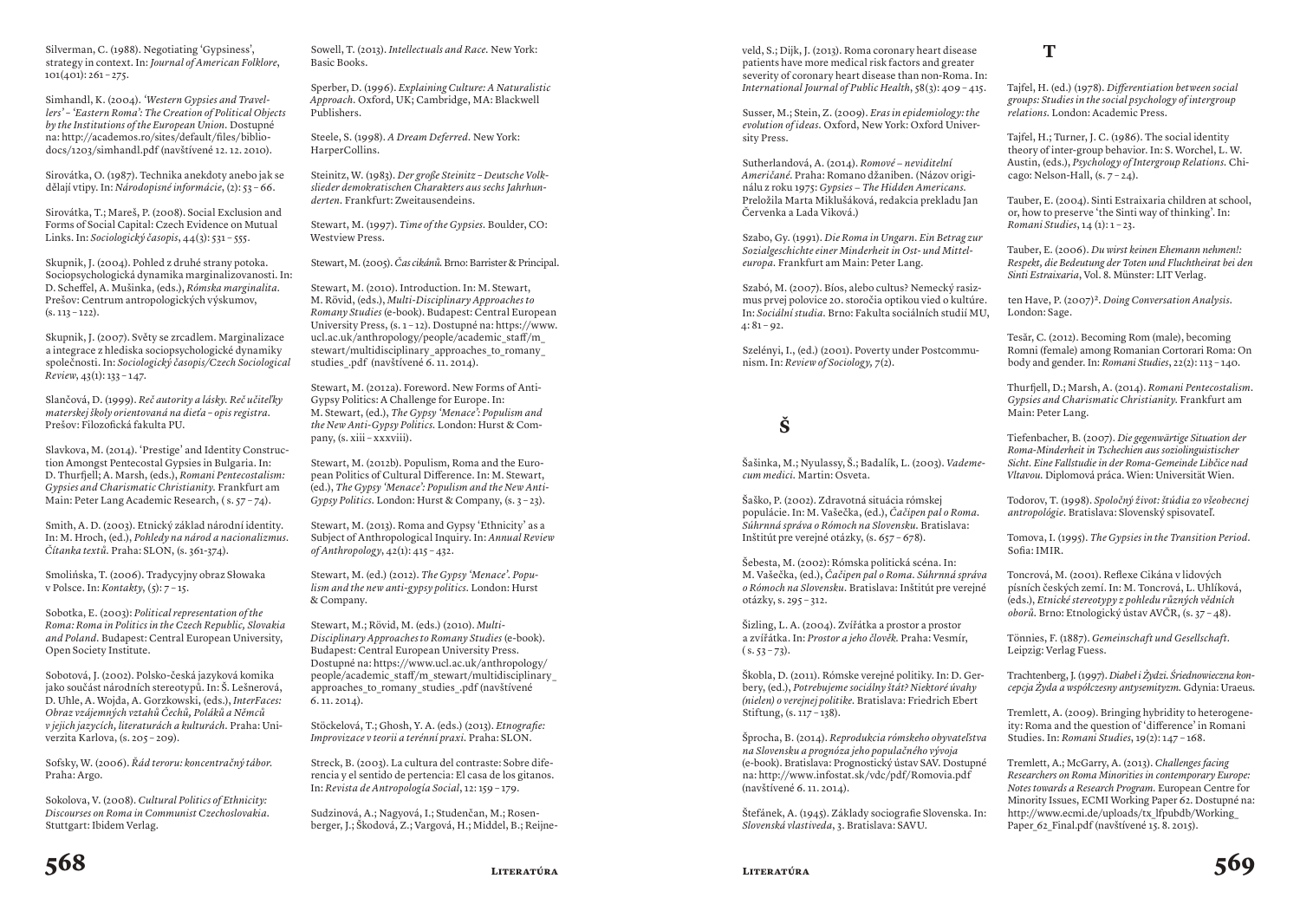Silverman, C. (1988). Negotiating 'Gypsiness', strategy in context. In: *Journal of American Folklore*, 101(401): 261 – 275.

Simhandl, K. (2004). *'Western Gypsies and Travellers' – 'Eastern Roma': The Creation of Political Objects by the Institutions of the European Union*. Dostupné na: http://academos.ro/sites/default/files/biblio-docs/1203/simhandl.pdf (navštívené 12. 12. 2010).

Sirovátka, O. (1987). Technika anekdoty anebo jak se dělají vtipy. In: *Národopisné informácie*, (2): 53 – 66.

Sirovátka, T.; Mareš, P. (2008). Social Exclusion and Forms of Social Capital: Czech Evidence on Mutual Links. In: *Sociologický časopis*, 44(3): 531 – 555.

Skupnik, J. (2004). Pohled z druhé strany potoka. Sociopsychologická dynamika marginalizovanosti. In: D. Scheffel, A. Mušinka, (eds.), *Rómska marginalita*. Prešov: Centrum antropologických výskumov, (s. 113 – 122).

Skupnik, J. (2007). Světy se zrcadlem. Marginalizace a integrace z hlediska sociopsychologické dynamiky společnosti. In: *Sociologický časopis/Czech Sociological Review*, 43(1): 133 – 147.

Slančová, D. (1999). *Reč autority a lásky. Reč učiteľky materskej školy orientovaná na dieťa – opis registra*. Prešov: Filozofická fakulta PU.

Slavkova, M. (2014). 'Prestige' and Identity Construction Amongst Pentecostal Gypsies in Bulgaria. In: D. Thurfjell; A. Marsh, (eds.), *Romani Pentecostalism: Gypsies and Charismatic Christianity*. Frankfurt am Main: Peter Lang Academic Research, ( s. 57 – 74).

Smith, A. D. (2003). Etnický základ národní identity. In: M. Hroch, (ed.), *Pohledy na národ a nacionalizmus. Čítanka textů*. Praha: SLON, (s. 361-374).

Smolińska, T. (2006). Tradycyjny obraz Słowaka v Polsce. In: *Kontakty*, (5): 7 – 15.

Sobotka, E. (2003): *Political representation of the Roma: Roma in Politics in the Czech Republic, Slovakia and Poland*. Budapest: Central European University, Open Society Institute.

Sobotová, J. (2002). Polsko-česká jazyková komika jako součást národních stereotypů. In: Š. Lešnerová, D. Uhle, A. Wojda, A. Gorzkowski, (eds.), *InterFaces: Obraz vzájemných vztahů Čechů, Poláků a Němců v jejich jazycích, literaturách a kulturách*. Praha: Univerzita Karlova, (s. 205 – 209).

Sofsky, W. (2006). *Řád teroru: koncentrační tábor*. Praha: Argo.

Sokolova, V. (2008). *Cultural Politics of Ethnicity: Discourses on Roma in Communist Czechoslovakia*. Stuttgart: Ibidem Verlag.

Sowell, T. (2013). *Intellectuals and Race*. New York: Basic Books.

Sperber, D. (1996). *Explaining Culture: A Naturalistic Approach*. Oxford, UK; Cambridge, MA: Blackwell Publishers.

Steele, S. (1998). *A Dream Deferred*. New York: HarperCollins.

Steinitz, W. (1983). *Der große Steinitz – Deutsche Volkslieder demokratischen Charakters aus sechs Jahrhunderten*. Frankfurt: Zweitausendeins.

Stewart, M. (1997). *Time of the Gypsies*. Boulder, CO: Westview Press.

Stewart, M. (2005). *Čas cikánů*. Brno: Barrister & Principal.

Stewart, M. (2010). Introduction. In: M. Stewart, M. Rövid, (eds.), *Multi-Disciplinary Approaches to Romany Studies* (e-book). Budapest: Central European University Press, (s. 1 – 12). Dostupné na: https://www.ucl.ac.uk/anthropology/people/academic_staff/m_stewart/multidisciplinary_approaches_to_romany_studies_.pdf (navštívené 6. 11. 2014).

Stewart, M. (2012a). Foreword. New Forms of Anti-Gypsy Politics: A Challenge for Europe. In: M. Stewart, (ed.), *The Gypsy 'Menace': Populism and the New Anti-Gypsy Politics*. London: Hurst & Company, (s. xiii – xxxviii).

Stewart, M. (2012b). Populism, Roma and the European Politics of Cultural Difference. In: M. Stewart, (ed.), *The Gypsy 'Menace': Populism and the New Anti-Gypsy Politics*. London: Hurst & Company, (s. 3 – 23).

Stewart, M. (2013). Roma and Gypsy 'Ethnicity' as a Subject of Anthropological Inquiry. In: *Annual Review of Anthropology*, 42(1): 415 – 432.

Stewart, M. (ed.) (2012). *The Gypsy 'Menace'. Populism and the new anti-gypsy politics*. London: Hurst & Company.

Stewart, M.; Rövid, M. (eds.) (2010). *Multi-Disciplinary Approaches to Romany Studies* (e-book). Budapest: Central European University Press. Dostupné na: https://www.ucl.ac.uk/anthropology/people/academic_staff/m_stewart/multidisciplinary_approaches_to_romany_studies_.pdf (navštívené 6. 11. 2014).

Stöckelová, T.; Ghosh, Y. A. (eds.) (2013). *Etnografie: Improvizace v teorii a terénní praxi*. Praha: SLON.

Streck, B. (2003). La cultura del contraste: Sobre diferencia y el sentido de pertencia: El casa de los gitanos. In: *Revista de Antropologia Social*, 12: 159 – 179.

Sudzinová, A.; Nagyová, I.; Studenčan, M.; Rosenberger, J.; Škodová, Z.; Vargová, H.; Middel, B.; Reijneveld, S.; Dijk, J. (2013). Roma coronary heart disease patients have more medical risk factors and greater severity of coronary heart disease than non-Roma. In: *International Journal of Public Health*, 58(3): 409 – 415.

Susser, M.; Stein, Z. (2009). *Eras in epidemiology: the evolution of ideas*. Oxford, New York: Oxford University Press.

Sutherlandová, A. (2014). *Romové – neviditelní Američané*. Praha: Romano džaniben. (Názov originálu z roku 1975: *Gypsies – The Hidden Americans*. Preložila Marta Miklušáková, redakcia prekladu Jan Červenka a Lada Viková.)

Szabo, Gy. (1991). *Die Roma in Ungarn. Ein Betrag zur Sozialgeschichte einer Minderheit in Ost- und Mitteleuropa*. Frankfurt am Main: Peter Lang.

Szabó, M. (2007). Bíos, alebo cultus? Nemecký rasizmus prvej polovice 20. storočia optikou vied o kultúre. In: *Sociální studia*. Brno: Fakulta sociálních studií MU, 4: 81 – 92.

Szelényi, I., (ed.) (2001). Poverty under Postcommunism. In: *Review of Sociology*, 7(2).

## Š

Šašinka, M.; Nyulassy, Š.; Badalík, L. (2003). *Vademecum medici*. Martin: Osveta.

Šaško, P. (2002). Zdravotná situácia rómskej populácie. In: M. Vašečka, (ed.), *Čačipen pal o Roma. Súhrnná správa o Rómoch na Slovensku*. Bratislava: Inštitút pre verejné otázky, (s. 657 – 678).

Šebesta, M. (2002): Rómska politická scéna. In: M. Vašečka, (ed.), *Čačipen pal o Roma. Súhrnná správa o Rómoch na Slovensku*. Bratislava: Inštitút pre verejné otázky, s. 295 – 312.

Šizling, L. A. (2004). Zvířátka a prostor a prostor a zvířátka. In: *Prostor a jeho člověk*. Praha: Vesmír, ( s. 53 – 73).

Škobla, D. (2011). Rómske verejné politiky. In: D. Gerbery, (ed.), *Potrebujeme sociálny štát? Niektoré úvahy (nielen) o verejnej politike*. Bratislava: Friedrich Ebert Stiftung, (s. 117 – 138).

Šprocha, B. (2014). *Reprodukcia rómskeho obyvateľstva na Slovensku a prognóza jeho populačného vývoja* (e-book). Bratislava: Prognostický ústav SAV. Dostupné na: http://www.infostat.sk/vdc/pdf/Romovia.pdf (navštívené 6. 11. 2014).

Štefánek, A. (1945). Základy sociografie Slovenska. In: *Slovenská vlastiveda*, 3. Bratislava: SAVU.

## T

Tajfel, H. (ed.) (1978). *Differentiation between social groups: Studies in the social psychology of intergroup relations*. London: Academic Press.

Tajfel, H.; Turner, J. C. (1986). The social identity theory of inter-group behavior. In: S. Worchel, L. W. Austin, (eds.), *Psychology of Intergroup Relations*. Chicago: Nelson-Hall, (s. 7 – 24).

Tauber, E. (2004). Sinti Estraixaria children at school, or, how to preserve 'the Sinti way of thinking'. In: *Romani Studies*, 14 (1): 1 – 23.

Tauber, E. (2006). *Du wirst keinen Ehemann nehmen!: Respekt, die Bedeutung der Toten und Fluchtheirat bei den Sinti Estraixaria*, Vol. 8. Münster: LIT Verlag.

ten Have, P. (2007)². *Doing Conversation Analysis*. London: Sage.

Tesăr, C. (2012). Becoming Rom (male), becoming Romni (female) among Romanian Cortorari Roma: On body and gender. In: *Romani Studies*, 22(2): 113 – 140.

Thurfjell, D.; Marsh, A. (2014). *Romani Pentecostalism. Gypsies and Charismatic Christianity*. Frankfurt am Main: Peter Lang.

Tiefenbacher, B. (2007). *Die gegenwärtige Situation der Roma-Minderheit in Tschechien aus soziolinguistischer Sicht. Eine Fallstudie in der Roma-Gemeinde Libčice nad Vltavou*. Diplomová práca. Wien: Universität Wien.

Todorov, T. (1998). *Spoločný život: štúdia zo všeobecnej antropológie*. Bratislava: Slovenský spisovateľ.

Tomova, I. (1995). *The Gypsies in the Transition Period*. Sofia: IMIR.

Toncrová, M. (2001). Reflexe Cikána v lidových písních českých zemí. In: M. Toncrová, L. Uhlíková, (eds.), *Etnické stereotypy z pohledu různých vědních oborů*. Brno: Etnologický ústav AVČR, (s. 37 – 48).

Tönnies, F. (1887). *Gemeinschaft und Gesellschaft*. Leipzig: Verlag Fuess.

Trachtenberg, J. (1997). *Diabeł i Żydzi. Średniowieczna koncepcja Żyda a współczesny antysemityzm*. Gdynia: Uraeus.

Tremlett, A. (2009). Bringing hybridity to heterogeneity: Roma and the question of 'difference' in Romani Studies. In: *Romani Studies*, 19(2): 147 – 168.

Tremlett, A.; McGarry, A. (2013). *Challenges facing Researchers on Roma Minorities in contemporary Europe: Notes towards a Research Program*. European Centre for Minority Issues, ECMI Working Paper 62. Dostupné na: http://www.ecmi.de/uploads/tx_lfpubdb/Working_Paper_62_Final.pdf (navštívené 15. 8. 2015).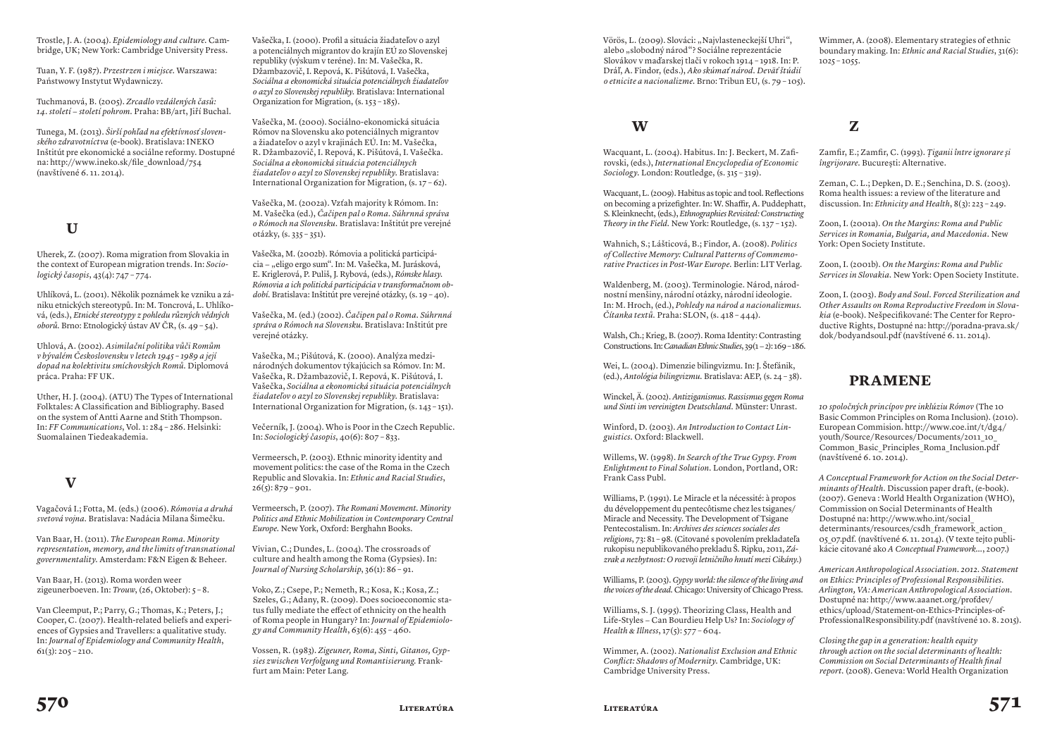Trostle, J. A. (2004). *Epidemiology and culture*. Cambridge, UK; New York: Cambridge University Press.

Tuan, Y. F. (1987). *Przestrzen i miejsce*. Warszawa: Państwowy Instytut Wydawniczy.

Tuchmanová, B. (2005). *Zrcadlo vzdálených časů: 14. století – století pohrom*. Praha: BB/art, Jiří Buchal.

Tunega, M. (2013). *Širší pohľad na efektívnosť slovenského zdravotníctva* (e-book). Bratislava: INEKO Inštitút pre ekonomické a sociálne reformy. Dostupné na: http://www.ineko.sk/file_download/754 (navštívené 6. 11. 2014).

## U

Uherek, Z. (2007). Roma migration from Slovakia in the context of European migration trends. In: *Sociologický časopis*, 43(4): 747 – 774.

Uhlíková, L. (2001). Několik poznámek ke vzniku a zániku etnických stereotypů. In: M. Toncrová, L. Uhlíková, (eds.), *Etnické stereotypy z pohledu různých vědních oborů*. Brno: Etnologický ústav AV ČR, (s. 49 – 54).

Uhlová, A. (2002). *Asimilační politika vůči Romům v bývalém Československu v letech 1945 – 1989 a její dopad na kolektivitu smíchovských Romů*. Diplomová práca. Praha: FF UK.

Uther, H. J. (2004). (ATU) The Types of International Folktales: A Classification and Bibliography. Based on the system of Antti Aarne and Stith Thompson. In: *FF Communications*, Vol. 1: 284 – 286. Helsinki: Suomalainen Tiedeakademia.

## V

Vagačová I.; Fotta, M. (eds.) (2006). *Rómovia a druhá svetová vojna*. Bratislava: Nadácia Milana Šimečku.

Van Baar, H. (2011). *The European Roma. Minority representation, memory, and the limits of transnational governmentality*. Amsterdam: F&N Eigen & Beheer.

Van Baar, H. (2013). Roma worden weer zigeunerboeven. In: *Trouw*, (26, Oktober): 5 – 8.

Van Cleemput, P.; Parry, G.; Thomas, K.; Peters, J.; Cooper, C. (2007). Health-related beliefs and experiences of Gypsies and Travellers: a qualitative study. In: *Journal of Epidemiology and Community Health*, 61(3): 205 – 210.

Vašečka, I. (2000). Profil a situácia žiadateľov o azyl a potenciálnych migrantov do krajín EÚ zo Slovenskej republiky (výskum v teréne). In: M. Vašečka, R. Džambazovič, I. Repová, K. Pišútová, I. Vašečka, *Sociálna a ekonomická situácia potenciálnych žiadateľov o azyl zo Slovenskej republiky*. Bratislava: International Organization for Migration, (s. 153 – 185).

Vašečka, M. (2000). Sociálno-ekonomická situácia Rómov na Slovensku ako potenciálnych migrantov a žiadateľov o azyl v krajinách EÚ. In: M. Vašečka, R. Džambazovič, I. Repová, K. Pišútová, I. Vašečka. *Sociálna a ekonomická situácia potenciálnych žiadateľov o azyl zo Slovenskej republiky*. Bratislava: International Organization for Migration, (s. 17 – 62).

Vašečka, M. (2002a). Vzťah majority k Rómom. In: M. Vašečka (ed.), *Čačipen pal o Roma. Súhrnná správa o Rómoch na Slovensku*. Bratislava: Inštitút pre verejné otázky, (s. 335 – 351).

Vašečka, M. (2002b). Rómovia a politická participácia – „eligo ergo sum". In: M. Vašečka, M. Jurásková, E. Kriglerová, P. Puliš, J. Rybová, (eds.), *Rómske hlasy. Rómovia a ich politická participácia v transformačnom období*. Bratislava: Inštitút pre verejné otázky, (s. 19 – 40).

Vašečka, M. (ed.) (2002). *Čačipen pal o Roma. Súhrnná správa o Rómoch na Slovensku*. Bratislava: Inštitút pre verejné otázky.

Vašečka, M.; Pišútová, K. (2000). Analýza medzinárodných dokumentov týkajúcich sa Rómov. In: M. Vašečka, R. Džambazovič, I. Repová, K. Pišútová, I. Vašečka, *Sociálna a ekonomická situácia potenciálnych žiadateľov o azyl zo Slovenskej republiky*. Bratislava: International Organization for Migration, (s. 143 – 151).

Večerník, J. (2004). Who is Poor in the Czech Republic. In: *Sociologický časopis*, 40(6): 807 – 833.

Vermeersch, P. (2003). Ethnic minority identity and movement politics: the case of the Roma in the Czech Republic and Slovakia. In: *Ethnic and Racial Studies*, 26(5): 879 – 901.

Vermeersch, P. (2007). *The Romani Movement. Minority Politics and Ethnic Mobilization in Contemporary Central Europe*. New York, Oxford: Berghahn Books.

Vivian, C.; Dundes, L. (2004). The crossroads of culture and health among the Roma (Gypsies). In: *Journal of Nursing Scholarship*, 36(1): 86 – 91.

Voko, Z.; Csepe, P.; Nemeth, R.; Kosa, K.; Kosa, Z.; Szeles, G.; Adany, R. (2009). Does socioeconomic status fully mediate the effect of ethnicity on the health of Roma people in Hungary? In: *Journal of Epidemiology and Community Health*, 63(6): 455 – 460.

Vossen, R. (1983). *Zigeuner, Roma, Sinti, Gitanos, Gypsies zwischen Verfolgung und Romantisierung*. Frankfurt am Main: Peter Lang.

Vörös, L. (2009). Slováci: „Najvlasteneckejší Uhri", alebo „slobodný národ"? Sociálne reprezentácie Slovákov v maďarskej tlači v rokoch 1914 – 1918. In: P. Dráľ, A. Findor, (eds.), *Ako skúmať národ. Deväť štúdií o etnicite a nacionalizme*. Brno: Tribun EU, (s. 79 – 105).

## W

Wacquant, L. (2004). Habitus. In: J. Beckert, M. Zafirovski, (eds.), *International Encyclopedia of Economic Sociology*. London: Routledge, (s. 315 – 319).

Wacquant, L. (2009). Habitus as topic and tool. Reflections on becoming a prizefighter. In: W. Shaffir, A. Puddephatt, S. Kleinknecht, (eds.), *Ethnographies Revisited: Constructing Theory in the Field*. New York: Routledge, (s. 137 – 152).

Wahnich, S.; Lášticová, B.; Findor, A. (2008). *Politics of Collective Memory: Cultural Patterns of Commemorative Practices in Post-War Europe*. Berlin: LIT Verlag.

Waldenberg, M. (2003). Terminologie. Národ, národnostní menšiny, národní otázky, národní ideologie. In: M. Hroch, (ed.), *Pohledy na národ a nacionalizmus. Čítanka textů*. Praha: SLON, (s. 418 – 444).

Walsh, Ch.; Krieg, B. (2007). Roma Identity: Contrasting Constructions. In: *Canadian Ethnic Studies*, 39(1 – 2): 169 – 186.

Wei, L. (2004). Dimenzie bilingvizmu. In: J. Štefánik, (ed.), *Antológia bilingvizmu*. Bratislava: AEP, (s. 24 – 38).

Winckel, Ä. (2002). *Antiziganismus. Rassismus gegen Roma und Sinti im vereinigten Deutschland*. Münster: Unrast.

Winford, D. (2003). *An Introduction to Contact Linguistics*. Oxford: Blackwell.

Willems, W. (1998). *In Search of the True Gypsy. From Enlightment to Final Solution*. London, Portland, OR: Frank Cass Publ.

Williams, P. (1991). Le Miracle et la nécessité: à propos du développement du pentecôtisme chez les tsiganes/ Miracle and Necessity. The Development of Tsigane Pentecostalism. In: *Archives des sciences sociales des religions*, 73: 81 – 98. (Citované s povolením prekladateľa rukopisu nepublikovaného prekladu Š. Ripku, 2011, *Zázrak a nezbytnost: O rozvoji letničního hnutí mezi Cikány*.)

Williams, P. (2003). *Gypsy world: the silence of the living and the voices of the dead*. Chicago: University of Chicago Press.

Williams, S. J. (1995). Theorizing Class, Health and Life-Styles – Can Bourdieu Help Us? In: *Sociology of Health & Illness*, 17(5): 577 – 604.

Wimmer, A. (2002). *Nationalist Exclusion and Ethnic Conflict: Shadows of Modernity*. Cambridge, UK: Cambridge University Press.

Wimmer, A. (2008). Elementary strategies of ethnic boundary making. In: *Ethnic and Racial Studies*, 31(6): 1025 – 1055.

## Z

Zamfir, E.; Zamfir, C. (1993). *Ţiganii între ignorare şi îngrijorare*. Bucureşti: Alternative.

Zeman, C. L.; Depken, D. E.; Senchina, D. S. (2003). Roma health issues: a review of the literature and discussion. In: *Ethnicity and Health*, 8(3): 223 – 249.

Zoon, I. (2001a). *On the Margins: Roma and Public Services in Romania, Bulgaria, and Macedonia*. New York: Open Society Institute.

Zoon, I. (2001b). *On the Margins: Roma and Public Services in Slovakia*. New York: Open Society Institute.

Zoon, I. (2003). *Body and Soul. Forced Sterilization and Other Assaults on Roma Reproductive Freedom in Slovakia* (e-book). Nešpecifikované: The Center for Reproductive Rights, Dostupné na: http://poradna-prava.sk/dok/bodyandsoul.pdf (navštívené 6. 11. 2014).

## PRAMENE

*10 spoločných princípov pre inklúziu Rómov* (The 10 Basic Common Principles on Roma Inclusion). (2010). European Commision. http://www.coe.int/t/dg4/youth/Source/Resources/Documents/2011_10_Common_Basic_Principles_Roma_Inclusion.pdf (navštívené 6. 10. 2014).

*A Conceptual Framework for Action on the Social Determinants of Health*. Discussion paper draft, (e-book). (2007). Geneva : World Health Organization (WHO), Commission on Social Determinants of Health Dostupné na: http://www.who.int/social_determinants/resources/csdh_framework_action_05_07.pdf. (navštívené 6. 11. 2014). (V texte tejto publikácie citované ako *A Conceptual Framework…*, 2007.)

*American Anthropological Association. 2012. Statement on Ethics: Principles of Professional Responsibilities. Arlington, VA: American Anthropological Association*. Dostupné na: http://www.aaanet.org/profdev/ethics/upload/Statement-on-Ethics-Principles-of-ProfessionalResponsibility.pdf (navštívené 10. 8. 2015).

*Closing the gap in a generation: health equity through action on the social determinants of health: Commission on Social Determinants of Health final report*. (2008). Geneva: World Health Organization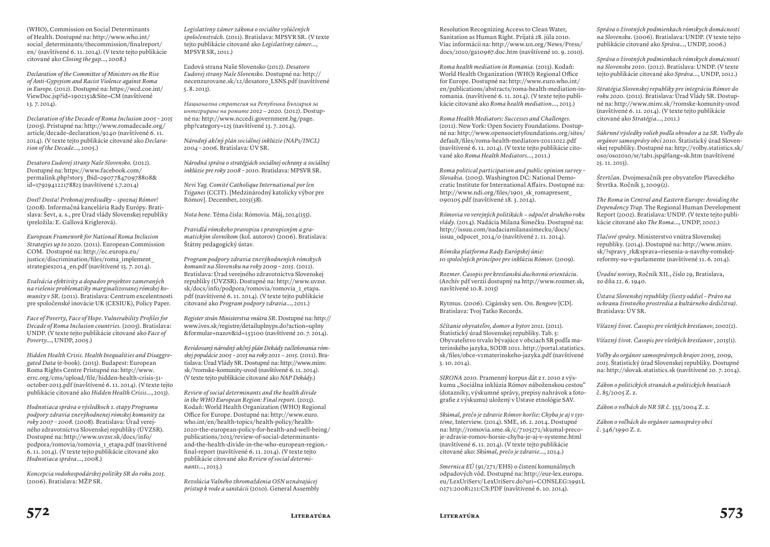(WHO), Commission on Social Determinants of Health. Dostupné na: http://www.who.int/social_determinants/thecommission/finalreport/en/ (navštívené 6. 11. 2014). (V texte tejto publikácie citované ako *Closing the gap*..., 2008.)

*Declaration of the Committee of Ministers on the Rise of Anti-Gypsyism and Racist Violence against Roma in Europe.* (2012). Dostupné na: https://wcd.coe.int/ViewDoc.jsp?id=1902151&Site=CM (navštívené 13. 7. 2014).

*Declaration of the Decade of Roma Inclusion 2005 – 2015* (2005). Prístupné na: http://www.romadecade.org/article/decade-declaration/9240 (navštívené 6. 11. 2014). (V texte tejto publikácie citované ako *Declaration of the Decade*..., 2005.)

*Desatoro Ľudovej strany Naše Slovensko.* (2012). Dostupné na: https://www.facebook.com/permalink.php?story_fbid=290778470978808&id=179294122178823 (navštívené 1.7.2014)

*Dosť! Dosta! Prekonaj predsudky – spoznaj Rómov!* (2008). Informačná kancelária Rady Európy. Bratislava: Ševt, a. s., pre Úrad vlády Slovenskej republiky (preložila: E. Gallová Kriglerová).

*European Framework for National Roma Inclusion Strategies up to 2020.* (2011). European Commission COM. Dostupné na: http://ec.europa.eu/justice/discrimination/files/roma_implement_strategies2014_en.pdf (navštívené 13. 7. 2014).

*Evalvácia efektivity a dopadov projektov zameraných na riešenie problematiky marginalizovanej rómskej komunity v SR.* (2011). Bratislava: Centrum excelentnosti pre spoločenské inovácie UK (CESIUK), Policy Paper.

*Face of Poverty, Face of Hope. Vulnerability Profiles for Decade of Roma Inclusion countries.* (2005). Bratislava: UNDP. (V texte tejto publikácie citované ako *Face of Poverty*..., UNDP, 2005.)

*Hidden Health Crisis. Health Inequalities and Disaggregated Data* (e-book). (2013). Budapest: European Roma Rights Centre Prístupné na: http://www.errc.org/cms/upload/file/hidden-health-crisis-31-october-2013.pdf (navštívené 6. 11. 2014). (V texte tejto publikácie citované ako *Hidden Health Crisis*..., 2013).

*Hodnotiaca správa o výsledkoch 1. etapy Programu podpory zdravia znevýhodnenej rómskej komunity za roky 2007 – 2008.* (2008). Bratislava: Úrad verejného zdravotníctva Slovenskej republiky (ÚVZSR). Dostupné na: http://www.uvzsr.sk/docs/info/podpora/romovia/romovia_1_etapa.pdf (navštívené 6. 11. 2014). (V texte tejto publikácie citované ako *Hodnotiaca správa*..., 2008.)

*Koncepcia vodohospodárskej politiky SR do roku 2015.* (2006). Bratislava: MŽP SR.

*Legislatívny zámer zákona o sociálne vylúčených spoločenstvách.* (2011). Bratislava: MPSVR SR. (V texte tejto publikácie citované ako *Legislatívny zámer*..., MPSVR SR, 2011.)

Ľudová strana Naše Slovensko (2012). *Desatoro Ľudovej strany Naše Slovensko.* Dostupné na: http://necenzurovane.sk/12/desatoro_LSNS.pdf (navštívené 5. 8. 2013).

*Национална стратегия на Република България за интегриране на ромите 2012 – 2020.* (2012). Dostupné na: http://www.nccedi.government.bg/page.php?category=125 (navštívené 13. 7. 2014).

*Národný akčný plán sociálnej inklúzie (NAPs/INCL) 2004 – 2006.* Bratislava: ÚV SR.

*Národná správa o stratégiách sociálnej ochrany a sociálnej inklúzie pre roky 2008 – 2010.* Bratislava: MPSVR SR.

*Nevi Yag. Comité Catholique International por len Tsiganes* (CCIT). [Medzinárodný katolícky výbor pre Rómov]. December, 2015(58).

*Nota bene.* Téma čísla: Rómovia. Máj, 2014(155).

*Pravidlá rómskeho pravopisu s pravopisným a gramatickým slovníkom* (kol. autorov) (2006). Bratislava: Štátny pedagogický ústav.

*Program podpory zdravia znevýhodnených rómskych komunít na Slovensku na roky 2009 – 2015.* (2011). Bratislava: Úrad verejného zdravotníctva Slovenskej republiky (ÚVZSR). Dostupné na: http://www.uvzsr.sk/docs/info/podpora/romovia/romovia_2_etapa.pdf (navštívené 6. 11. 2014). (V texte tejto publikácie citované ako *Program podpory zdravia*..., 2011.)

*Register strán Ministerstva vnútra SR.* Dostupné na: http://www.ives.sk/registre/detailuplnyps.do?action=uplny&formular=nazov&id=153100 (navštívené 20. 7. 2014).

*Revidovaný národný akčný plán Dekády začleňovania rómskej populácie 2005 – 2015 na roky 2011 – 2015.* (2011). Bratislava: Úrad Vlády SR. Dostupné na: http://www.minv.sk/?romske-komunity-uvod (navštívené 6. 11. 2014). (V texte tejto publikácie citované ako *NAP Dekády*.)

*Review of social determinants and the health divide in the WHO European Region: Final report.* (2013). Kodaň: World Health Organization (WHO) Regional Office for Europe. Dostupné na: http://www.euro.who.int/en/health-topics/health-policy/health-2020-the-european-policy-for-health-and-well-being/publications/2013/review-of-social-determinants-and-the-health-divide-in-the-who-european-region.-final-report (navštívené 6. 11. 2014). (V texte tejto publikácie citované ako *Review of social determinants*..., 2013.)

*Rezolúcia Valného zhromaždenia OSN uznávajúcej prístup k vode a sanitácii* (2010). General Assembly Resolution Recognizing Access to Clean Water, Sanitation as Human Right. Prijatá 28. júla 2010. Viac informácií na: http://www.un.org/News/Press/docs/2010/ga10967.doc.htm (navštívené 10. 9. 2010).

*Roma health mediation in Romania.* (2013). Kodaň: World Health Organization (WHO) Regional Office for Europe. Dostupné na: http://www.euro.who.int/en/publications/abstracts/roma-health-mediation-in-romania. (navštívené 6. 11. 2014). (V texte tejto publikácie citované ako *Roma health mediation*..., 2013.)

*Roma Health Mediators: Successes and Challenges.* (2011). New York: Open Society Foundations. Dostupné na: http://www.opensocietyfoundations.org/sites/default/files/roma-health-mediators-20111022.pdf (navštívené 6. 11. 2014). (V texte tejto publikácie citované ako *Roma Health Mediators*..., 2011.)

*Roma political participation and public opinion survey – Slovakia.* (2005). Washington DC: National Democratic Institute for International Affairs. Dostupné na: http://www.ndi.org/files/1901_sk_romapresent_090105.pdf (navštívené 18. 3. 2014).

*Rómovia vo verejných politikách – odpočet druhého roku vlády.* (2014). Nadácia Milana Šimečku. Dostupné na: http://issuu.com/nadaciamilanasimecku/docs/issuu_odpocet_2014/0 (navštívené 2. 11. 2014).

*Rómska platforma Rady Európskej únie: 10 spoločných princípov pre inklúziu Rómov.* (2009).

*Rozmer. Časopis pre kresťanskú duchovnú orientáciu.* (Archív pdf verzií dostupný na http://www.rozmer.sk, navštívené 10.8. 2015)

Rytmus. (2006). Cigánsky sen. On. *Bengoro* [CD]. Bratislava: Tvoj Tatko Records.

*Sčítanie obyvateľov, domov a bytov 2011.* (2011). Štatistický úrad Slovenskej republiky. Tab. 5: Obyvateľstvo trvalo bývajúce v obciach SR podľa materinského jazyka, SODB 2011. http://portal.statistics.sk/files/obce-v1materinskeho-jazyka.pdf (navštívené 3. 10. 2014).

*SIRONA 2010.* Pramenný korpus dát z r. 2010 z výskumu „Sociálna inklúzia Rómov náboženskou cestou“ (dotazníky, výskumné správy, prepisy nahrávok a fotografie z výskumu) uložený v Ústave etnológie SAV.

*Skúmal, prečo je zdravie Rómov horšie: Chyba je aj v systéme,* Interview. (2014). SME, 16. 2. 2014. Dostupné na: http://romovia.sme.sk/c/7105272/skumal-preco-je-zdravie-romov-horsie-chyba-je-aj-v-systeme.html (navštívené 6. 11. 2014). (V texte tejto publikácie citované ako: *Skúmal, prečo je zdravie*..., 2014.)

*Smernica EÚ* (91/271/EHS) o čistení komunálnych odpadových vôd. Dostupné na: http://eur-lex.europa.eu/LexUriServ/LexUriServ.do?uri=CONSLEG:1991L0271:20081211:CS:PDF (navštívené 6. 10. 2014).

*Správa o životných podmienkach rómskych domácností na Slovensku.* (2006). Bratislava: UNDP. (V texte tejto publikácie citované ako *Správa*..., UNDP, 2006.)

*Správa o životných podmienkach rómskych domácností na Slovensku 2010.* (2012). Bratislava: UNDP. (V texte tejto publikácie citované ako *Správa*..., UNDP, 2012.)

*Stratégia Slovenskej republiky pre integráciu Rómov do roku 2020.* (2011). Bratislava: Úrad Vlády SR. Dostupné na: http://www.minv.sk/?romske-komunity-uvod (navštívené 6. 11. 2014). (V texte tejto publikácie citované ako *Stratégia*..., 2011.)

*Súhrnné výsledky volieb podľa obvodov a za SR. Voľby do orgánov samosprávy obcí 2010.* Štatistický úrad Slovenskej republiky. Dostupné na: http://volby.statistics.sk/oso/oso2010/sr/tab1.jsp@lang=sk.htm (navštívené 25. 11. 2013).

*Štvrtčan.* Dvojmesačník pre obyvateľov Plaveckého Štvrtka. Ročník 3, 2009(2).

*The Roma in Central and Eastern Europe: Avoiding the Dependency Trap.* The Regional Human Development Report (2002). Bratislava: UNDP. (V texte tejto publikácie citované ako *The Roma*..., UNDP, 2002.)

*Tlačové správy.* Ministerstvo vnútra Slovenskej republiky. (2014). Dostupné na: http://www.minv.sk/?spravy_rk&sprava=riesenia-a-navrhy-romskej-reformy-su-v-parlamente (navštívené 11. 6. 2014).

*Úradné noviny,* Ročník XII., číslo 29, Bratislava, zo dňa 22. 6. 1940.

*Ústava Slovenskej republiky (šiesty oddiel – Právo na ochranu životného prostredia a kultúrneho dedičstva).* Bratislava: ÚV SR.

*Víťazný život. Časopis pre všetkých kresťanov,* 2002(2).

*Víťazný život. Časopis pre všetkých kresťanov* , 2015(1).

*Voľby do orgánov samosprávnych krajov 2005, 2009, 2013.* Štatistický úrad Slovenskej republiky. Dostupné na: http://slovak.statistics.sk (navštívené 20. 7. 2014).

*Zákon o politických stranách a politických hnutiach* č. 85/2005 Z. z.

*Zákon o voľbách do NR SR* č. 333/2004 Z. z.

*Zákon o voľbách do orgánov samosprávy obcí* č. 346/1990 Z. z.